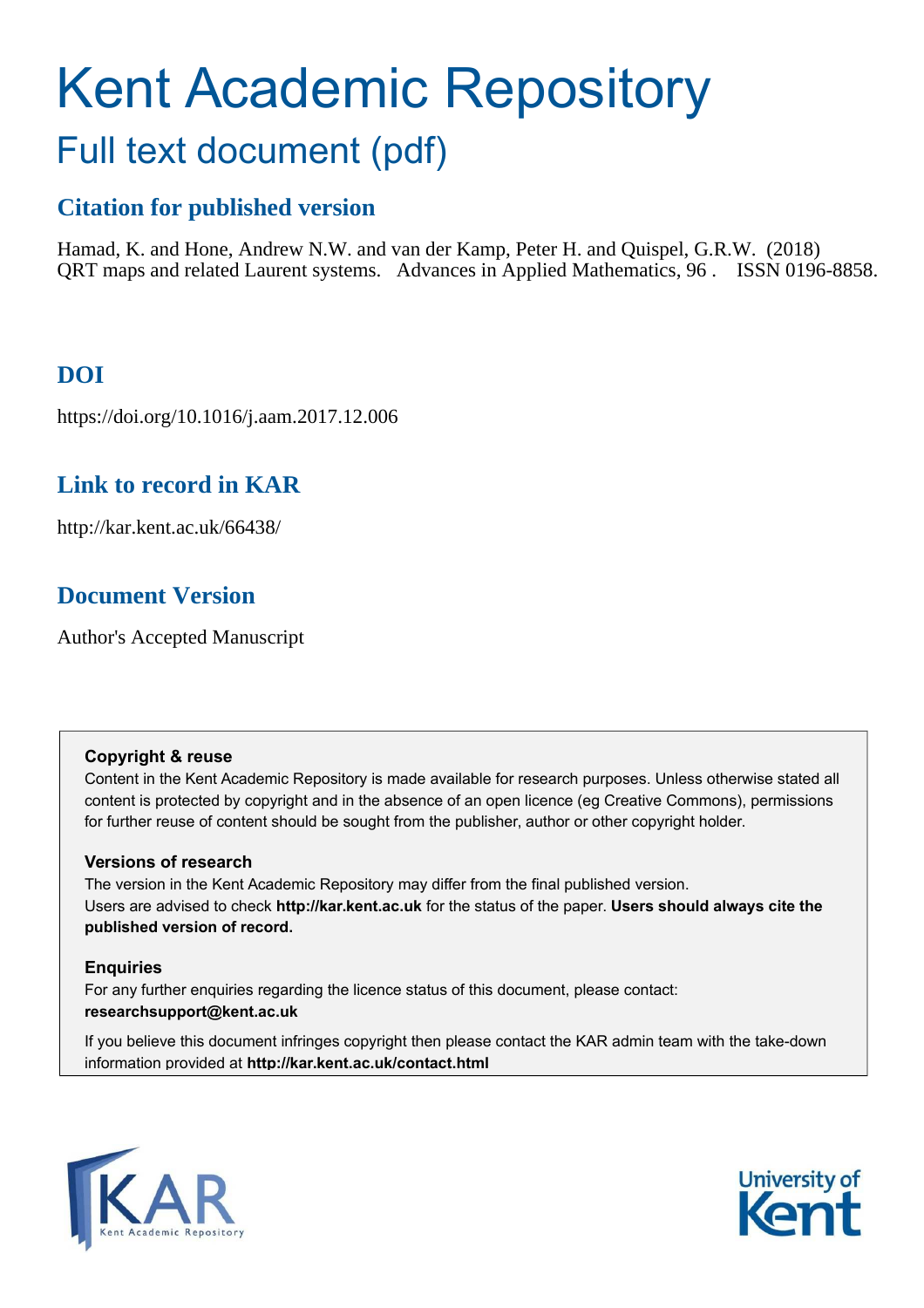# Kent Academic Repository

## Full text document (pdf)

### Citation for published version

Hamad, K. and Hone, Andrew N.W. and van der Kamp, Peter H. and Quispel, G.R.W. (2018) QRT maps and related Laurent systems. Advances in Applied Mathematics, 96 . ISSN 0196-8858.

### DOI

https://doi.org/10.1016/j.aam.2017.12.006

### Link to record in KAR

http://kar.kent.ac.uk/66438/

### Document Version

Author's Accepted Manuscript

**Copyright & reuse**

Content in the Kent Academic Repository is made available for research purposes. Unless otherwise stated all content is protected by copyright and in the absence of an open licence (eg Creative Commons), permissions for further reuse of content should be sought from the publisher, author or other copyright holder.

**Versions of research**

The version in the Kent Academic Repository may differ from the final published version. Users are advised to check **http://kar.kent.ac.uk** for the status of the paper. **Users should always cite the published version of record.**

**Enquiries**

For any further enquiries regarding the licence status of this document, please contact: **researchsupport@kent.ac.uk**

If you believe this document infringes copyright then please contact the KAR admin team with the take-down information provided at **http://kar.kent.ac.uk/contact.html**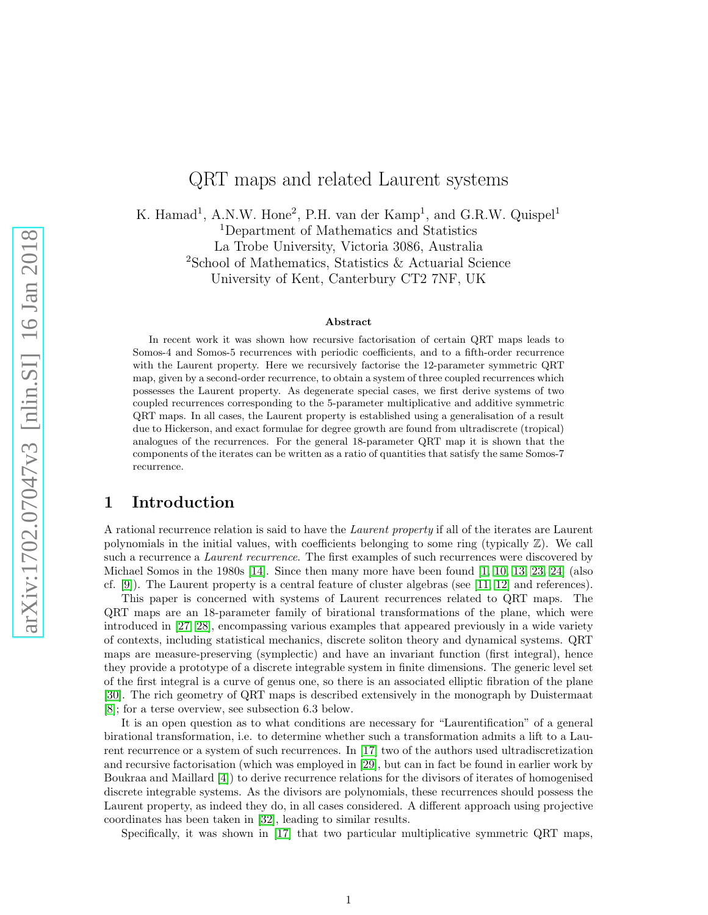# QRT maps and related Laurent systems

K. Hamad[1], A.N.W. Hone[2], P.H. van der Kamp[1], and G.R.W. Quispel[1]

[1]Department of Mathematics and Statistics
La Trobe University, Victoria 3086, Australia
[2]School of Mathematics, Statistics & Actuarial Science
University of Kent, Canterbury CT2 7NF, UK

**Abstract**

In recent work it was shown how recursive factorisation of certain QRT maps leads to Somos-4 and Somos-5 recurrences with periodic coefficients, and to a fifth-order recurrence with the Laurent property. Here we recursively factorise the 12-parameter symmetric QRT map, given by a second-order recurrence, to obtain a system of three coupled recurrences which possesses the Laurent property. As degenerate special cases, we first derive systems of two coupled recurrences corresponding to the 5-parameter multiplicative and additive symmetric QRT maps. In all cases, the Laurent property is established using a generalisation of a result due to Hickerson, and exact formulae for degree growth are found from ultradiscrete (tropical) analogues of the recurrences. For the general 18-parameter QRT map it is shown that the components of the iterates can be written as a ratio of quantities that satisfy the same Somos-7 recurrence.

## 1 Introduction

A rational recurrence relation is said to have the *Laurent property* if all of the iterates are Laurent polynomials in the initial values, with coefficients belonging to some ring (typically $\mathbb{Z}$). We call such a recurrence a *Laurent recurrence*. The first examples of such recurrences were discovered by Michael Somos in the 1980s [14]. Since then many more have been found [1, 10, 13, 23, 24] (also cf. [9]). The Laurent property is a central feature of cluster algebras (see [11, 12] and references).

This paper is concerned with systems of Laurent recurrences related to QRT maps. The QRT maps are an 18-parameter family of birational transformations of the plane, which were introduced in [27, 28], encompassing various examples that appeared previously in a wide variety of contexts, including statistical mechanics, discrete soliton theory and dynamical systems. QRT maps are measure-preserving (symplectic) and have an invariant function (first integral), hence they provide a prototype of a discrete integrable system in finite dimensions. The generic level set of the first integral is a curve of genus one, so there is an associated elliptic fibration of the plane [30]. The rich geometry of QRT maps is described extensively in the monograph by Duistermaat [8]; for a terse overview, see subsection 6.3 below.

It is an open question as to what conditions are necessary for "Laurentification" of a general birational transformation, i.e. to determine whether such a transformation admits a lift to a Laurent recurrence or a system of such recurrences. In [17] two of the authors used ultradiscretization and recursive factorisation (which was employed in [29], but can in fact be found in earlier work by Boukraa and Maillard [4]) to derive recurrence relations for the divisors of iterates of homogenised discrete integrable systems. As the divisors are polynomials, these recurrences should possess the Laurent property, as indeed they do, in all cases considered. A different approach using projective coordinates has been taken in [32], leading to similar results.

Specifically, it was shown in [17] that two particular multiplicative symmetric QRT maps,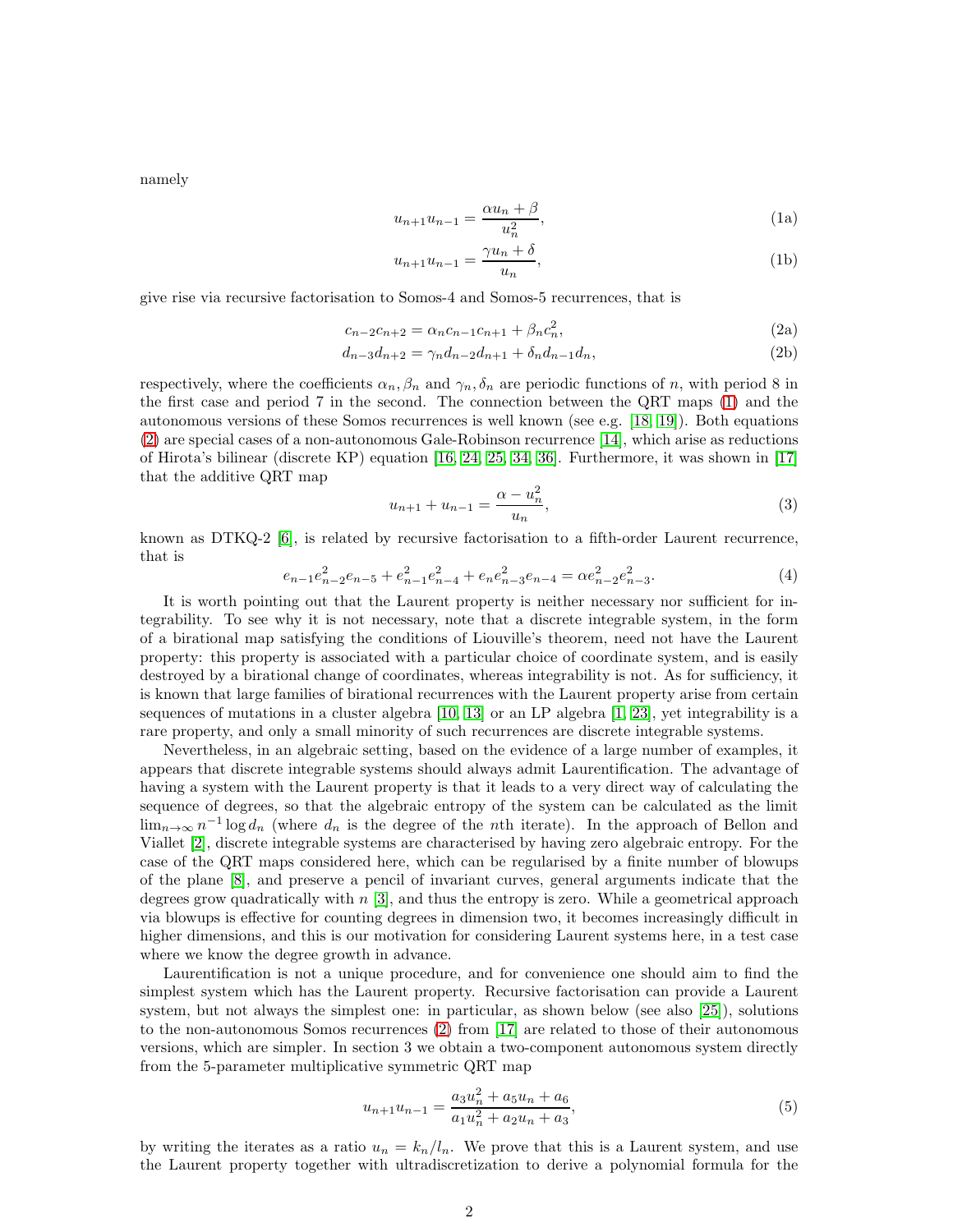namely

$$u_{n+1}u_{n-1} = \frac{\alpha u_n + \beta}{u_n^2}, \tag{1a}$$

$$u_{n+1}u_{n-1} = \frac{\gamma u_n + \delta}{u_n}, \tag{1b}$$

give rise via recursive factorisation to Somos-4 and Somos-5 recurrences, that is

$$c_{n-2}c_{n+2} = \alpha_n c_{n-1}c_{n+1} + \beta_n c_n^2, \tag{2a}$$

$$d_{n-3}d_{n+2} = \gamma_n d_{n-2}d_{n+1} + \delta_n d_{n-1}d_n, \tag{2b}$$

respectively, where the coefficients $\alpha_n, \beta_n$ and $\gamma_n, \delta_n$ are periodic functions of $n$, with period 8 in the first case and period 7 in the second. The connection between the QRT maps (1) and the autonomous versions of these Somos recurrences is well known (see e.g. [18, 19]). Both equations (2) are special cases of a non-autonomous Gale-Robinson recurrence [14], which arise as reductions of Hirota's bilinear (discrete KP) equation [16, 24, 25, 34, 36]. Furthermore, it was shown in [17] that the additive QRT map

$$u_{n+1} + u_{n-1} = \frac{\alpha - u_n^2}{u_n}, \tag{3}$$

known as DTKQ-2 [6], is related by recursive factorisation to a fifth-order Laurent recurrence, that is

$$e_{n-1}e_{n-2}^2 e_{n-5} + e_{n-1}^2 e_{n-4}^2 + e_n e_{n-3}^2 e_{n-4} = \alpha e_{n-2}^2 e_{n-3}^2. \tag{4}$$

It is worth pointing out that the Laurent property is neither necessary nor sufficient for integrability. To see why it is not necessary, note that a discrete integrable system, in the form of a birational map satisfying the conditions of Liouville's theorem, need not have the Laurent property: this property is associated with a particular choice of coordinate system, and is easily destroyed by a birational change of coordinates, whereas integrability is not. As for sufficiency, it is known that large families of birational recurrences with the Laurent property arise from certain sequences of mutations in a cluster algebra [10, 13] or an LP algebra [1, 23], yet integrability is a rare property, and only a small minority of such recurrences are discrete integrable systems.

Nevertheless, in an algebraic setting, based on the evidence of a large number of examples, it appears that discrete integrable systems should always admit Laurentification. The advantage of having a system with the Laurent property is that it leads to a very direct way of calculating the sequence of degrees, so that the algebraic entropy of the system can be calculated as the limit $\lim_{n\to\infty} n^{-1}\log d_n$ (where $d_n$ is the degree of the $n$th iterate). In the approach of Bellon and Viallet [2], discrete integrable systems are characterised by having zero algebraic entropy. For the case of the QRT maps considered here, which can be regularised by a finite number of blowups of the plane [8], and preserve a pencil of invariant curves, general arguments indicate that the degrees grow quadratically with $n$ [3], and thus the entropy is zero. While a geometrical approach via blowups is effective for counting degrees in dimension two, it becomes increasingly difficult in higher dimensions, and this is our motivation for considering Laurent systems here, in a test case where we know the degree growth in advance.

Laurentification is not a unique procedure, and for convenience one should aim to find the simplest system which has the Laurent property. Recursive factorisation can provide a Laurent system, but not always the simplest one: in particular, as shown below (see also [25]), solutions to the non-autonomous Somos recurrences (2) from [17] are related to those of their autonomous versions, which are simpler. In section 3 we obtain a two-component autonomous system directly from the 5-parameter multiplicative symmetric QRT map

$$u_{n+1}u_{n-1} = \frac{a_3 u_n^2 + a_5 u_n + a_6}{a_1 u_n^2 + a_2 u_n + a_3}, \tag{5}$$

by writing the iterates as a ratio $u_n = k_n/l_n$. We prove that this is a Laurent system, and use the Laurent property together with ultradiscretization to derive a polynomial formula for the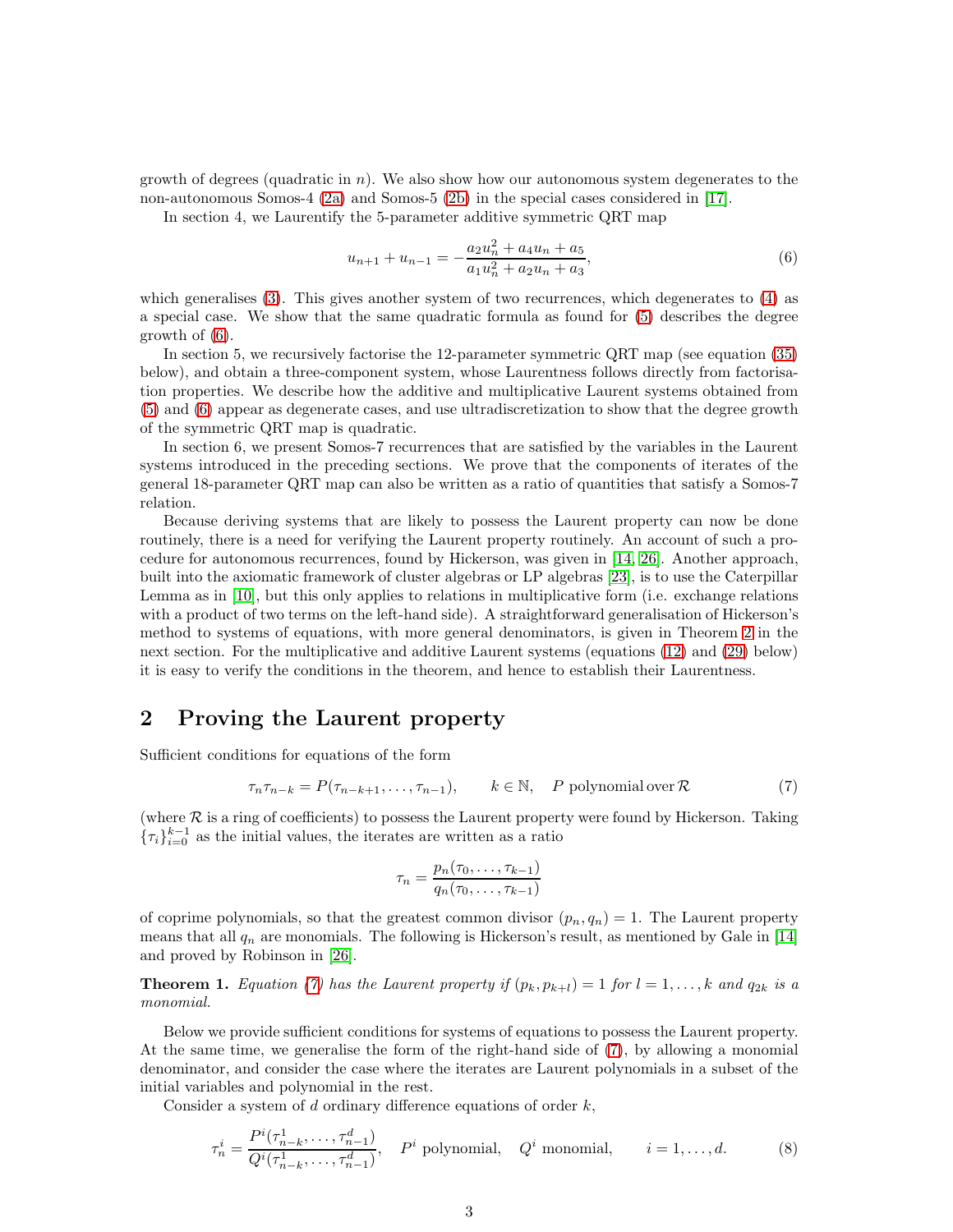growth of degrees (quadratic in $n$). We also show how our autonomous system degenerates to the non-autonomous Somos-4 (2a) and Somos-5 (2b) in the special cases considered in [17].

In section 4, we Laurentify the 5-parameter additive symmetric QRT map

$$u_{n+1} + u_{n-1} = -\frac{a_2 u_n^2 + a_4 u_n + a_5}{a_1 u_n^2 + a_2 u_n + a_3}, \tag{6}$$

which generalises (3). This gives another system of two recurrences, which degenerates to (4) as a special case. We show that the same quadratic formula as found for (5) describes the degree growth of (6).

In section 5, we recursively factorise the 12-parameter symmetric QRT map (see equation (35) below), and obtain a three-component system, whose Laurentness follows directly from factorisation properties. We describe how the additive and multiplicative Laurent systems obtained from (5) and (6) appear as degenerate cases, and use ultradiscretization to show that the degree growth of the symmetric QRT map is quadratic.

In section 6, we present Somos-7 recurrences that are satisfied by the variables in the Laurent systems introduced in the preceding sections. We prove that the components of iterates of the general 18-parameter QRT map can also be written as a ratio of quantities that satisfy a Somos-7 relation.

Because deriving systems that are likely to possess the Laurent property can now be done routinely, there is a need for verifying the Laurent property routinely. An account of such a procedure for autonomous recurrences, found by Hickerson, was given in [14, 26]. Another approach, built into the axiomatic framework of cluster algebras or LP algebras [23], is to use the Caterpillar Lemma as in [10], but this only applies to relations in multiplicative form (i.e. exchange relations with a product of two terms on the left-hand side). A straightforward generalisation of Hickerson's method to systems of equations, with more general denominators, is given in Theorem 2 in the next section. For the multiplicative and additive Laurent systems (equations (12) and (29) below) it is easy to verify the conditions in the theorem, and hence to establish their Laurentness.

## 2 Proving the Laurent property

Sufficient conditions for equations of the form

$$\tau_n \tau_{n-k} = P(\tau_{n-k+1}, \ldots, \tau_{n-1}), \qquad k \in \mathbb{N}, \quad P \text{ polynomial over } \mathcal{R} \tag{7}$$

(where $\mathcal{R}$ is a ring of coefficients) to possess the Laurent property were found by Hickerson. Taking $\{\tau_i\}_{i=0}^{k-1}$ as the initial values, the iterates are written as a ratio

$$\tau_n = \frac{p_n(\tau_0, \ldots, \tau_{k-1})}{q_n(\tau_0, \ldots, \tau_{k-1})}$$

of coprime polynomials, so that the greatest common divisor $(p_n, q_n) = 1$. The Laurent property means that all $q_n$ are monomials. The following is Hickerson's result, as mentioned by Gale in [14] and proved by Robinson in [26].

**Theorem 1.** *Equation (7) has the Laurent property if $(p_k, p_{k+l}) = 1$ for $l = 1, \ldots, k$ and $q_{2k}$ is a monomial.*

Below we provide sufficient conditions for systems of equations to possess the Laurent property. At the same time, we generalise the form of the right-hand side of (7), by allowing a monomial denominator, and consider the case where the iterates are Laurent polynomials in a subset of the initial variables and polynomial in the rest.

Consider a system of $d$ ordinary difference equations of order $k$,

$$\tau_n^i = \frac{P^i(\tau_{n-k}^1, \ldots, \tau_{n-1}^d)}{Q^i(\tau_{n-k}^1, \ldots, \tau_{n-1}^d)}, \quad P^i \text{ polynomial}, \quad Q^i \text{ monomial}, \qquad i = 1, \ldots, d. \tag{8}$$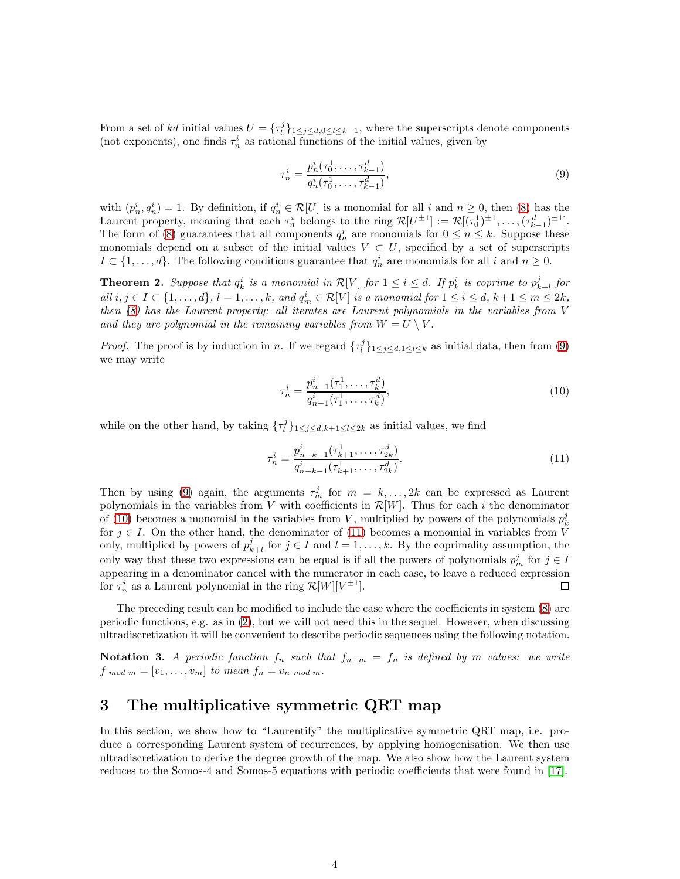From a set of $kd$ initial values $U = \{\tau_l^j\}_{1\leq j\leq d, 0\leq l\leq k-1}$, where the superscripts denote components (not exponents), one finds $\tau_n^i$ as rational functions of the initial values, given by

$$\tau_n^i = \frac{p_n^i(\tau_0^1, \ldots, \tau_{k-1}^d)}{q_n^i(\tau_0^1, \ldots, \tau_{k-1}^d)}, \tag{9}$$

with $(p_n^i, q_n^i) = 1$. By definition, if $q_n^i \in \mathcal{R}[U]$ is a monomial for all $i$ and $n \geq 0$, then (8) has the Laurent property, meaning that each $\tau_n^i$ belongs to the ring $\mathcal{R}[U^{\pm 1}] := \mathcal{R}[(\tau_0^1)^{\pm 1}, \ldots, (\tau_{k-1}^d)^{\pm 1}]$. The form of (8) guarantees that all components $q_n^i$ are monomials for $0 \leq n \leq k$. Suppose these monomials depend on a subset of the initial values $V \subset U$, specified by a set of superscripts $I \subset \{1, \ldots, d\}$. The following conditions guarantee that $q_n^i$ are monomials for all $i$ and $n \geq 0$.

**Theorem 2.** *Suppose that $q_k^i$ is a monomial in $\mathcal{R}[V]$ for $1 \leq i \leq d$. If $p_k^i$ is coprime to $p_{k+l}^j$ for all $i, j \in I \subset \{1, \ldots, d\}$, $l = 1, \ldots, k$, and $q_m^i \in \mathcal{R}[V]$ is a monomial for $1 \leq i \leq d$, $k+1 \leq m \leq 2k$, then (8) has the Laurent property: all iterates are Laurent polynomials in the variables from $V$ and they are polynomial in the remaining variables from $W = U \setminus V$.*

*Proof.* The proof is by induction in $n$. If we regard $\{\tau_l^j\}_{1\leq j\leq d, 1\leq l\leq k}$ as initial data, then from (9) we may write

$$\tau_n^i = \frac{p_{n-1}^i(\tau_1^1, \ldots, \tau_k^d)}{q_{n-1}^i(\tau_1^1, \ldots, \tau_k^d)}, \tag{10}$$

while on the other hand, by taking $\{\tau_l^j\}_{1\leq j\leq d, k+1\leq l\leq 2k}$ as initial values, we find

$$\tau_n^i = \frac{p_{n-k-1}^i(\tau_{k+1}^1, \ldots, \tau_{2k}^d)}{q_{n-k-1}^i(\tau_{k+1}^1, \ldots, \tau_{2k}^d)}. \tag{11}$$

Then by using (9) again, the arguments $\tau_m^j$ for $m = k, \ldots, 2k$ can be expressed as Laurent polynomials in the variables from $V$ with coefficients in $\mathcal{R}[W]$. Thus for each $i$ the denominator of (10) becomes a monomial in the variables from $V$, multiplied by powers of the polynomials $p_k^j$ for $j \in I$. On the other hand, the denominator of (11) becomes a monomial in variables from $V$ only, multiplied by powers of $p_{k+l}^j$ for $j \in I$ and $l = 1, \ldots, k$. By the coprimality assumption, the only way that these two expressions can be equal is if all the powers of polynomials $p_m^j$ for $j \in I$ appearing in a denominator cancel with the numerator in each case, to leave a reduced expression for $\tau_n^i$ as a Laurent polynomial in the ring $\mathcal{R}[W][V^{\pm 1}]$. ∎

The preceding result can be modified to include the case where the coefficients in system (8) are periodic functions, e.g. as in (2), but we will not need this in the sequel. However, when discussing ultradiscretization it will be convenient to describe periodic sequences using the following notation.

**Notation 3.** *A periodic function $f_n$ such that $f_{n+m} = f_n$ is defined by $m$ values: we write $f_{\bmod m} = [v_1, \ldots, v_m]$ to mean $f_n = v_{n \bmod m}$.*

## 3 The multiplicative symmetric QRT map

In this section, we show how to "Laurentify" the multiplicative symmetric QRT map, i.e. produce a corresponding Laurent system of recurrences, by applying homogenisation. We then use ultradiscretization to derive the degree growth of the map. We also show how the Laurent system reduces to the Somos-4 and Somos-5 equations with periodic coefficients that were found in [17].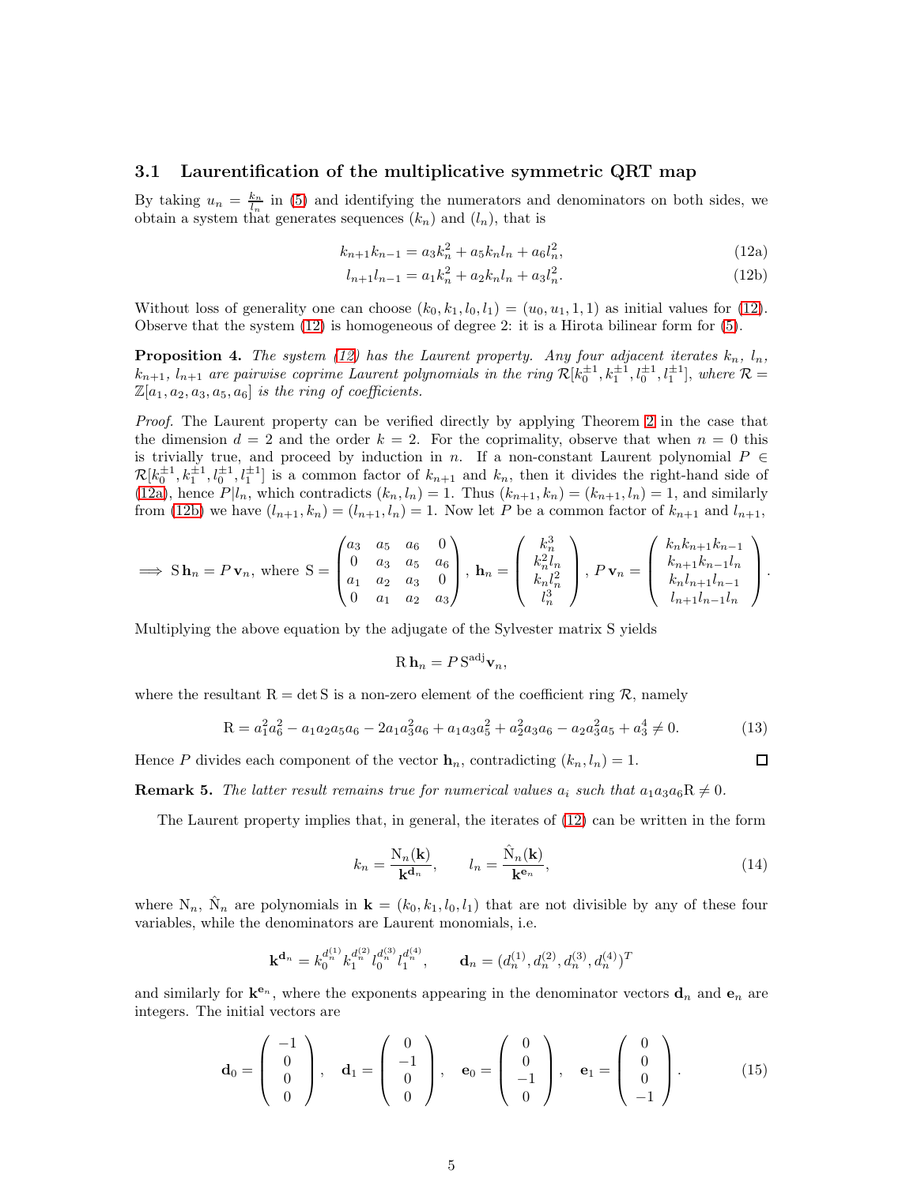### 3.1 Laurentification of the multiplicative symmetric QRT map

By taking $u_n = \frac{k_n}{l_n}$ in (5) and identifying the numerators and denominators on both sides, we obtain a system that generates sequences $(k_n)$ and $(l_n)$, that is

$$k_{n+1}k_{n-1} = a_3 k_n^2 + a_5 k_n l_n + a_6 l_n^2, \tag{12a}$$

$$l_{n+1}l_{n-1} = a_1 k_n^2 + a_2 k_n l_n + a_3 l_n^2. \tag{12b}$$

Without loss of generality one can choose $(k_0, k_1, l_0, l_1) = (u_0, u_1, 1, 1)$ as initial values for (12). Observe that the system (12) is homogeneous of degree 2: it is a Hirota bilinear form for (5).

**Proposition 4.** *The system (12) has the Laurent property. Any four adjacent iterates $k_n$, $l_n$, $k_{n+1}$, $l_{n+1}$ are pairwise coprime Laurent polynomials in the ring $\mathcal{R}[k_0^{\pm1}, k_1^{\pm1}, l_0^{\pm1}, l_1^{\pm1}]$, where $\mathcal{R} = \mathbb{Z}[a_1, a_2, a_3, a_5, a_6]$ is the ring of coefficients.*

*Proof.* The Laurent property can be verified directly by applying Theorem 2 in the case that the dimension $d = 2$ and the order $k = 2$. For the coprimality, observe that when $n = 0$ this is trivially true, and proceed by induction in $n$. If a non-constant Laurent polynomial $P \in \mathcal{R}[k_0^{\pm1}, k_1^{\pm1}, l_0^{\pm1}, l_1^{\pm1}]$ is a common factor of $k_{n+1}$ and $k_n$, then it divides the right-hand side of (12a), hence $P | l_n$, which contradicts $(k_n, l_n) = 1$. Thus $(k_{n+1}, k_n) = (k_{n+1}, l_n) = 1$, and similarly from (12b) we have $(l_{n+1}, k_n) = (l_{n+1}, l_n) = 1$. Now let $P$ be a common factor of $k_{n+1}$ and $l_{n+1}$,

$$\implies \mathrm{S}\,\mathbf{h}_n = P\,\mathbf{v}_n, \text{ where } \mathrm{S} = \begin{pmatrix} a_3 & a_5 & a_6 & 0 \\ 0 & a_3 & a_5 & a_6 \\ a_1 & a_2 & a_3 & 0 \\ 0 & a_1 & a_2 & a_3 \end{pmatrix},\ \mathbf{h}_n = \begin{pmatrix} k_n^3 \\ k_n^2 l_n \\ k_n l_n^2 \\ l_n^3 \end{pmatrix},\ P\,\mathbf{v}_n = \begin{pmatrix} k_n k_{n+1} k_{n-1} \\ k_{n+1} k_{n-1} l_n \\ k_n l_{n+1} l_{n-1} \\ l_{n+1} l_{n-1} l_n \end{pmatrix}.$$

Multiplying the above equation by the adjugate of the Sylvester matrix S yields

$$\mathrm{R}\,\mathbf{h}_n = P\,\mathrm{S}^{\mathrm{adj}}\mathbf{v}_n,$$

where the resultant $\mathrm{R} = \det \mathrm{S}$ is a non-zero element of the coefficient ring $\mathcal{R}$, namely

$$\mathrm{R} = a_1^2 a_6^2 - a_1 a_2 a_5 a_6 - 2a_1 a_3^2 a_6 + a_1 a_3 a_5^2 + a_2^2 a_3 a_6 - a_2 a_3^2 a_5 + a_3^4 \neq 0. \tag{13}$$

Hence $P$ divides each component of the vector $\mathbf{h}_n$, contradicting $(k_n, l_n) = 1$. ◻

**Remark 5.** *The latter result remains true for numerical values $a_i$ such that $a_1 a_3 a_6 \mathrm{R} \neq 0$.*

The Laurent property implies that, in general, the iterates of (12) can be written in the form

$$k_n = \frac{\mathrm{N}_n(\mathbf{k})}{\mathbf{k}^{\mathbf{d}_n}}, \qquad l_n = \frac{\hat{\mathrm{N}}_n(\mathbf{k})}{\mathbf{k}^{\mathbf{e}_n}}, \tag{14}$$

where $\mathrm{N}_n$, $\hat{\mathrm{N}}_n$ are polynomials in $\mathbf{k} = (k_0, k_1, l_0, l_1)$ that are not divisible by any of these four variables, while the denominators are Laurent monomials, i.e.

$$\mathbf{k}^{\mathbf{d}_n} = k_0^{d_n^{(1)}} k_1^{d_n^{(2)}} l_0^{d_n^{(3)}} l_1^{d_n^{(4)}}, \qquad \mathbf{d}_n = (d_n^{(1)}, d_n^{(2)}, d_n^{(3)}, d_n^{(4)})^T$$

and similarly for $\mathbf{k}^{\mathbf{e}_n}$, where the exponents appearing in the denominator vectors $\mathbf{d}_n$ and $\mathbf{e}_n$ are integers. The initial vectors are

$$\mathbf{d}_0 = \begin{pmatrix} -1 \\ 0 \\ 0 \\ 0 \end{pmatrix}, \quad \mathbf{d}_1 = \begin{pmatrix} 0 \\ -1 \\ 0 \\ 0 \end{pmatrix}, \quad \mathbf{e}_0 = \begin{pmatrix} 0 \\ 0 \\ -1 \\ 0 \end{pmatrix}, \quad \mathbf{e}_1 = \begin{pmatrix} 0 \\ 0 \\ 0 \\ -1 \end{pmatrix}. \tag{15}$$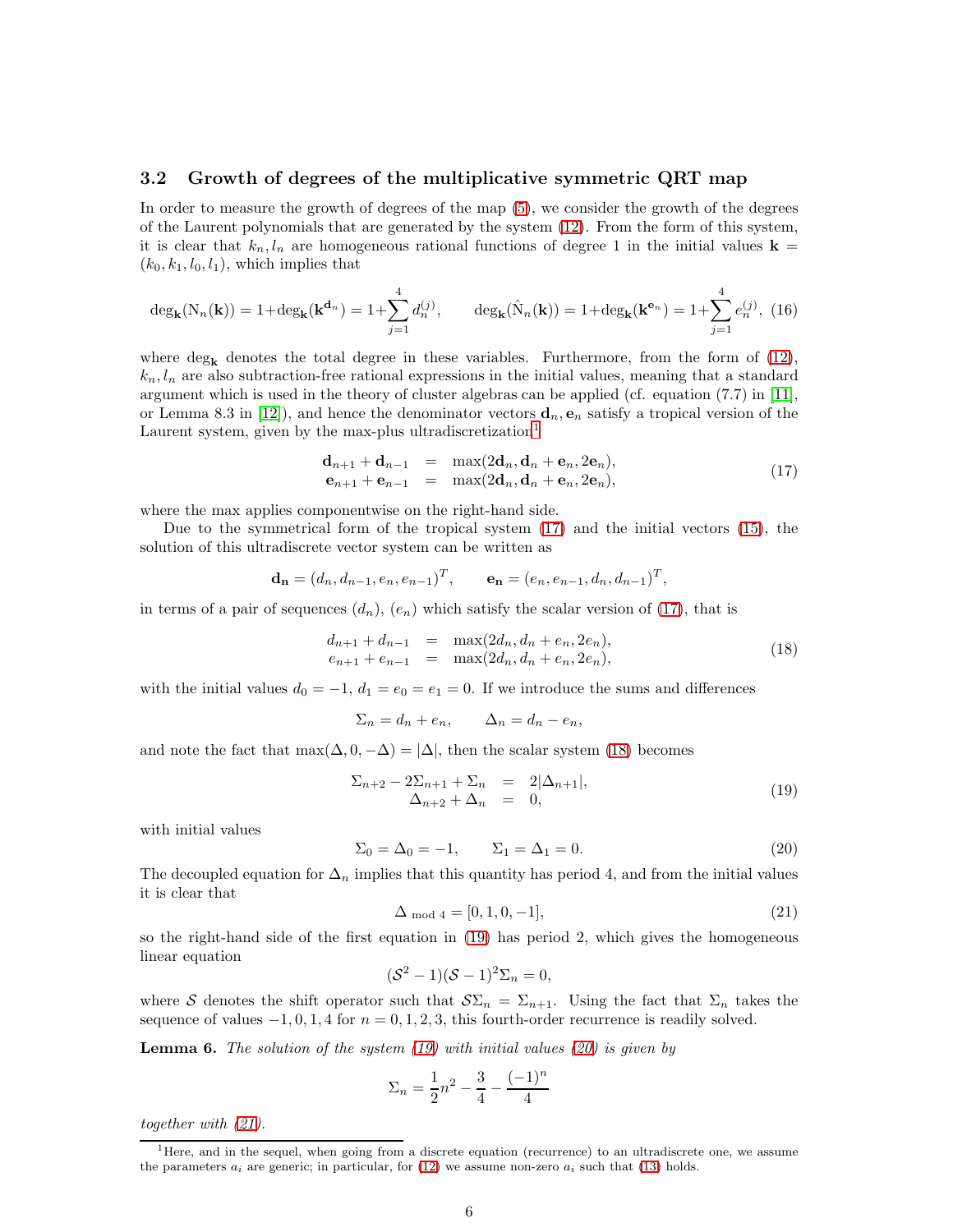### 3.2 Growth of degrees of the multiplicative symmetric QRT map

In order to measure the growth of degrees of the map (5), we consider the growth of the degrees of the Laurent polynomials that are generated by the system (12). From the form of this system, it is clear that $k_n, l_n$ are homogeneous rational functions of degree 1 in the initial values $\mathbf{k} = (k_0, k_1, l_0, l_1)$, which implies that

$$\deg_{\mathbf{k}}(\mathrm{N}_n(\mathbf{k})) = 1 + \deg_{\mathbf{k}}(\mathbf{k}^{\mathbf{d}_n}) = 1 + \sum_{j=1}^{4} d_n^{(j)}, \qquad \deg_{\mathbf{k}}(\hat{\mathrm{N}}_n(\mathbf{k})) = 1 + \deg_{\mathbf{k}}(\mathbf{k}^{\mathbf{e}_n}) = 1 + \sum_{j=1}^{4} e_n^{(j)}, \tag{16}$$

where $\deg_{\mathbf{k}}$ denotes the total degree in these variables. Furthermore, from the form of (12), $k_n, l_n$ are also subtraction-free rational expressions in the initial values, meaning that a standard argument which is used in the theory of cluster algebras can be applied (cf. equation (7.7) in [11], or Lemma 8.3 in [12]), and hence the denominator vectors $\mathbf{d}_n, \mathbf{e}_n$ satisfy a tropical version of the Laurent system, given by the max-plus ultradiscretization[1]

$$\begin{array}{rcl} \mathbf{d}_{n+1} + \mathbf{d}_{n-1} & = & \max(2\mathbf{d}_n, \mathbf{d}_n + \mathbf{e}_n, 2\mathbf{e}_n), \\ \mathbf{e}_{n+1} + \mathbf{e}_{n-1} & = & \max(2\mathbf{d}_n, \mathbf{d}_n + \mathbf{e}_n, 2\mathbf{e}_n), \end{array} \tag{17}$$

where the max applies componentwise on the right-hand side.

Due to the symmetrical form of the tropical system (17) and the initial vectors (15), the solution of this ultradiscrete vector system can be written as

$$\mathbf{d_n} = (d_n, d_{n-1}, e_n, e_{n-1})^T, \qquad \mathbf{e_n} = (e_n, e_{n-1}, d_n, d_{n-1})^T,$$

in terms of a pair of sequences $(d_n)$, $(e_n)$ which satisfy the scalar version of (17), that is

$$\begin{array}{rcl} d_{n+1} + d_{n-1} & = & \max(2d_n, d_n + e_n, 2e_n), \\ e_{n+1} + e_{n-1} & = & \max(2d_n, d_n + e_n, 2e_n), \end{array} \tag{18}$$

with the initial values $d_0 = -1$, $d_1 = e_0 = e_1 = 0$. If we introduce the sums and differences

$$\Sigma_n = d_n + e_n, \qquad \Delta_n = d_n - e_n,$$

and note the fact that $\max(\Delta, 0, -\Delta) = |\Delta|$, then the scalar system (18) becomes

$$\begin{array}{rcl} \Sigma_{n+2} - 2\Sigma_{n+1} + \Sigma_n & = & 2|\Delta_{n+1}|, \\ \Delta_{n+2} + \Delta_n & = & 0, \end{array} \tag{19}$$

with initial values

$$\Sigma_0 = \Delta_0 = -1, \qquad \Sigma_1 = \Delta_1 = 0. \tag{20}$$

The decoupled equation for $\Delta_n$ implies that this quantity has period 4, and from the initial values it is clear that

$$\Delta_{\text{ mod } 4} = [0, 1, 0, -1], \tag{21}$$

so the right-hand side of the first equation in (19) has period 2, which gives the homogeneous linear equation

$$(\mathcal{S}^2 - 1)(\mathcal{S} - 1)^2 \Sigma_n = 0,$$

where $\mathcal{S}$ denotes the shift operator such that $\mathcal{S}\Sigma_n = \Sigma_{n+1}$. Using the fact that $\Sigma_n$ takes the sequence of values $-1, 0, 1, 4$ for $n = 0, 1, 2, 3$, this fourth-order recurrence is readily solved.

**Lemma 6.** *The solution of the system (19) with initial values (20) is given by*

$$\Sigma_n = \frac{1}{2}n^2 - \frac{3}{4} - \frac{(-1)^n}{4}$$

*together with (21).*

[1] Here, and in the sequel, when going from a discrete equation (recurrence) to an ultradiscrete one, we assume the parameters $a_i$ are generic; in particular, for (12) we assume non-zero $a_i$ such that (13) holds.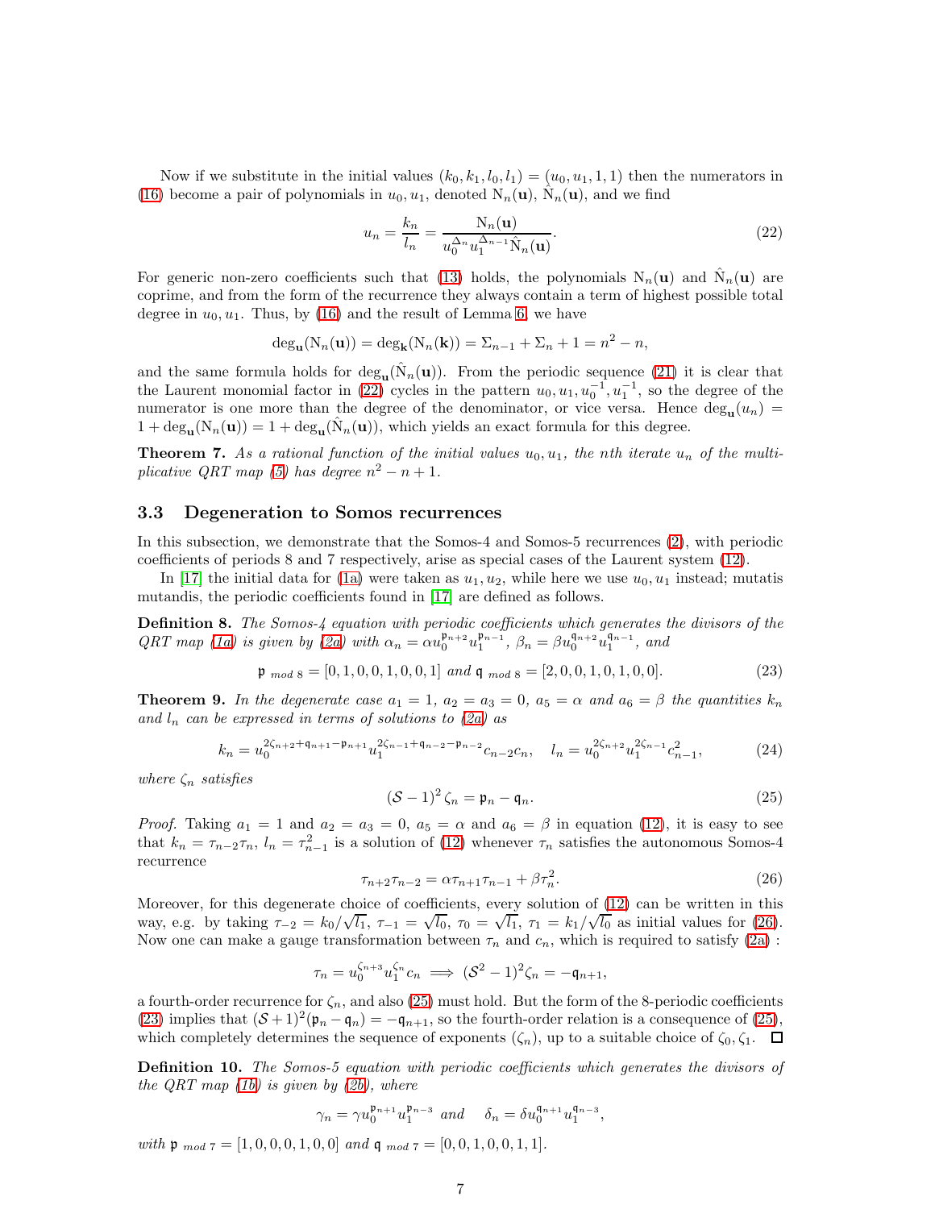Now if we substitute in the initial values $(k_0, k_1, l_0, l_1) = (u_0, u_1, 1, 1)$ then the numerators in (16) become a pair of polynomials in $u_0, u_1$, denoted $\mathrm{N}_n(\mathbf{u})$, $\hat{\mathrm{N}}_n(\mathbf{u})$, and we find

$$u_n = \frac{k_n}{l_n} = \frac{\mathrm{N}_n(\mathbf{u})}{u_0^{\Delta_n} u_1^{\Delta_{n-1}} \hat{\mathrm{N}}_n(\mathbf{u})}. \tag{22}$$

For generic non-zero coefficients such that (13) holds, the polynomials $\mathrm{N}_n(\mathbf{u})$ and $\hat{\mathrm{N}}_n(\mathbf{u})$ are coprime, and from the form of the recurrence they always contain a term of highest possible total degree in $u_0, u_1$. Thus, by (16) and the result of Lemma 6, we have

$$\deg_{\mathbf{u}}(\mathrm{N}_n(\mathbf{u})) = \deg_{\mathbf{k}}(\mathrm{N}_n(\mathbf{k})) = \Sigma_{n-1} + \Sigma_n + 1 = n^2 - n,$$

and the same formula holds for $\deg_{\mathbf{u}}(\hat{\mathrm{N}}_n(\mathbf{u}))$. From the periodic sequence (21) it is clear that the Laurent monomial factor in (22) cycles in the pattern $u_0, u_1, u_0^{-1}, u_1^{-1}$, so the degree of the numerator is one more than the degree of the denominator, or vice versa. Hence $\deg_{\mathbf{u}}(u_n) = 1 + \deg_{\mathbf{u}}(\mathrm{N}_n(\mathbf{u})) = 1 + \deg_{\mathbf{u}}(\hat{\mathrm{N}}_n(\mathbf{u}))$, which yields an exact formula for this degree.

**Theorem 7.** *As a rational function of the initial values $u_0, u_1$, the $n$th iterate $u_n$ of the multiplicative QRT map (5) has degree $n^2 - n + 1$.*

### 3.3 Degeneration to Somos recurrences

In this subsection, we demonstrate that the Somos-4 and Somos-5 recurrences (2), with periodic coefficients of periods 8 and 7 respectively, arise as special cases of the Laurent system (12).

In [17] the initial data for (1a) were taken as $u_1, u_2$, while here we use $u_0, u_1$ instead; mutatis mutandis, the periodic coefficients found in [17] are defined as follows.

**Definition 8.** *The Somos-4 equation with periodic coefficients which generates the divisors of the QRT map (1a) is given by (2a) with $\alpha_n = \alpha u_0^{\mathfrak{p}_{n+2}} u_1^{\mathfrak{p}_{n-1}}$, $\beta_n = \beta u_0^{\mathfrak{q}_{n+2}} u_1^{\mathfrak{q}_{n-1}}$, and*

$$\mathfrak{p}_{\ mod\ 8} = [0,1,0,0,1,0,0,1] \ \text{and}\ \mathfrak{q}_{\ mod\ 8} = [2,0,0,1,0,1,0,0]. \tag{23}$$

**Theorem 9.** *In the degenerate case $a_1 = 1$, $a_2 = a_3 = 0$, $a_5 = \alpha$ and $a_6 = \beta$ the quantities $k_n$ and $l_n$ can be expressed in terms of solutions to (2a) as*

$$k_n = u_0^{2\zeta_{n+2}+\mathfrak{q}_{n+1}-\mathfrak{p}_{n+1}} u_1^{2\zeta_{n-1}+\mathfrak{q}_{n-2}-\mathfrak{p}_{n-2}} c_{n-2}c_n, \quad l_n = u_0^{2\zeta_{n+2}} u_1^{2\zeta_{n-1}} c_{n-1}^2, \tag{24}$$

*where $\zeta_n$ satisfies*

$$(\mathcal{S} - 1)^2 \zeta_n = \mathfrak{p}_n - \mathfrak{q}_n. \tag{25}$$

*Proof.* Taking $a_1 = 1$ and $a_2 = a_3 = 0$, $a_5 = \alpha$ and $a_6 = \beta$ in equation (12), it is easy to see that $k_n = \tau_{n-2}\tau_n$, $l_n = \tau_{n-1}^2$ is a solution of (12) whenever $\tau_n$ satisfies the autonomous Somos-4 recurrence

$$\tau_{n+2}\tau_{n-2} = \alpha\tau_{n+1}\tau_{n-1} + \beta\tau_n^2. \tag{26}$$

Moreover, for this degenerate choice of coefficients, every solution of (12) can be written in this way, e.g. by taking $\tau_{-2} = k_0/\sqrt{l_1}$, $\tau_{-1} = \sqrt{l_0}$, $\tau_0 = \sqrt{l_1}$, $\tau_1 = k_1/\sqrt{l_0}$ as initial values for (26). Now one can make a gauge transformation between $\tau_n$ and $c_n$, which is required to satisfy (2a) :

$$\tau_n = u_0^{\zeta_{n+3}} u_1^{\zeta_n} c_n \implies (\mathcal{S}^2 - 1)^2 \zeta_n = -\mathfrak{q}_{n+1},$$

a fourth-order recurrence for $\zeta_n$, and also (25) must hold. But the form of the 8-periodic coefficients (23) implies that $(\mathcal{S} + 1)^2(\mathfrak{p}_n - \mathfrak{q}_n) = -\mathfrak{q}_{n+1}$, so the fourth-order relation is a consequence of (25), which completely determines the sequence of exponents $(\zeta_n)$, up to a suitable choice of $\zeta_0, \zeta_1$. $\square$

**Definition 10.** *The Somos-5 equation with periodic coefficients which generates the divisors of the QRT map (1b) is given by (2b), where*

$$\gamma_n = \gamma u_0^{\mathfrak{p}_{n+1}} u_1^{\mathfrak{p}_{n-3}} \ \text{and} \quad \delta_n = \delta u_0^{\mathfrak{q}_{n+1}} u_1^{\mathfrak{q}_{n-3}},$$

*with $\mathfrak{p}_{\ mod\ 7} = [1,0,0,0,1,0,0]$ and $\mathfrak{q}_{\ mod\ 7} = [0,0,1,0,0,1,1]$.*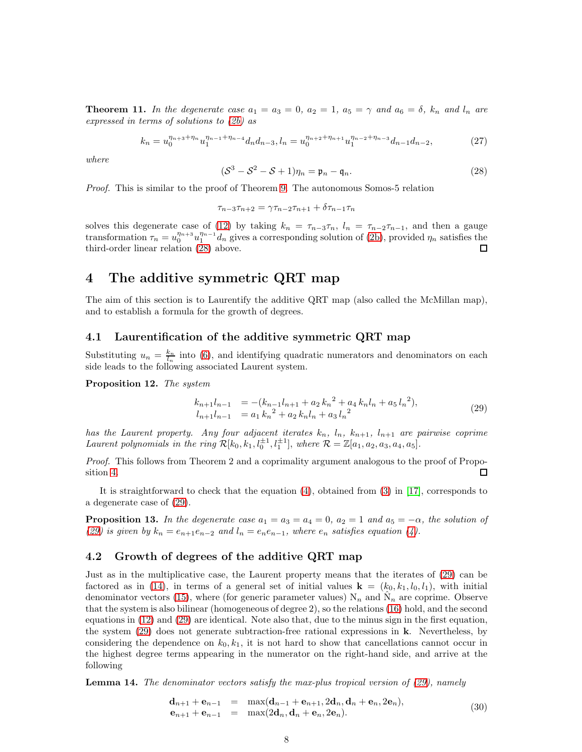**Theorem 11.** *In the degenerate case $a_1 = a_3 = 0$, $a_2 = 1$, $a_5 = \gamma$ and $a_6 = \delta$, $k_n$ and $l_n$ are expressed in terms of solutions to (2b) as*

$$k_n = u_0^{\eta_{n+3}+\eta_n} u_1^{\eta_{n-1}+\eta_{n-4}} d_n d_{n-3}, l_n = u_0^{\eta_{n+2}+\eta_{n+1}} u_1^{\eta_{n-2}+\eta_{n-3}} d_{n-1} d_{n-2}, \tag{27}$$

*where*

$$(\mathcal{S}^3 - \mathcal{S}^2 - \mathcal{S} + 1)\eta_n = \mathfrak{p}_n - \mathfrak{q}_n. \tag{28}$$

*Proof.* This is similar to the proof of Theorem 9. The autonomous Somos-5 relation

$$\tau_{n-3}\tau_{n+2} = \gamma\tau_{n-2}\tau_{n+1} + \delta\tau_{n-1}\tau_n$$

solves this degenerate case of (12) by taking $k_n = \tau_{n-3}\tau_n$, $l_n = \tau_{n-2}\tau_{n-1}$, and then a gauge transformation $\tau_n = u_0^{\eta_{n+3}} u_1^{\eta_{n-1}} d_n$ gives a corresponding solution of (2b), provided $\eta_n$ satisfies the third-order linear relation (28) above. $\square$

# 4 The additive symmetric QRT map

The aim of this section is to Laurentify the additive QRT map (also called the McMillan map), and to establish a formula for the growth of degrees.

## 4.1 Laurentification of the additive symmetric QRT map

Substituting $u_n = \frac{k_n}{l_n}$ into (6), and identifying quadratic numerators and denominators on each side leads to the following associated Laurent system.

**Proposition 12.** *The system*

$$\begin{aligned} k_{n+1}l_{n-1} &= -(k_{n-1}l_{n+1} + a_2\, {k_n}^2 + a_4\, k_n l_n + a_5\, {l_n}^2), \\ l_{n+1}l_{n-1} &= a_1\, {k_n}^2 + a_2\, k_n l_n + a_3\, {l_n}^2 \end{aligned} \tag{29}$$

*has the Laurent property. Any four adjacent iterates $k_n$, $l_n$, $k_{n+1}$, $l_{n+1}$ are pairwise coprime Laurent polynomials in the ring $\mathcal{R}[k_0, k_1, l_0^{\pm 1}, l_1^{\pm 1}]$, where $\mathcal{R} = \mathbb{Z}[a_1, a_2, a_3, a_4, a_5]$.*

*Proof.* This follows from Theorem 2 and a coprimality argument analogous to the proof of Proposition 4. $\square$

It is straightforward to check that the equation (4), obtained from (3) in [17], corresponds to a degenerate case of (29).

**Proposition 13.** *In the degenerate case $a_1 = a_3 = a_4 = 0$, $a_2 = 1$ and $a_5 = -\alpha$, the solution of (29) is given by $k_n = e_{n+1}e_{n-2}$ and $l_n = e_n e_{n-1}$, where $e_n$ satisfies equation (4).*

## 4.2 Growth of degrees of the additive QRT map

Just as in the multiplicative case, the Laurent property means that the iterates of (29) can be factored as in (14), in terms of a general set of initial values $\mathbf{k} = (k_0, k_1, l_0, l_1)$, with initial denominator vectors (15), where (for generic parameter values) $\mathrm{N}_n$ and $\hat{\mathrm{N}}_n$ are coprime. Observe that the system is also bilinear (homogeneous of degree 2), so the relations (16) hold, and the second equations in (12) and (29) are identical. Note also that, due to the minus sign in the first equation, the system (29) does not generate subtraction-free rational expressions in $\mathbf{k}$. Nevertheless, by considering the dependence on $k_0, k_1$, it is not hard to show that cancellations cannot occur in the highest degree terms appearing in the numerator on the right-hand side, and arrive at the following

**Lemma 14.** *The denominator vectors satisfy the max-plus tropical version of (29), namely*

$$\begin{aligned} \mathbf{d}_{n+1} + \mathbf{e}_{n-1} &= \max(\mathbf{d}_{n-1} + \mathbf{e}_{n+1}, 2\mathbf{d}_n, \mathbf{d}_n + \mathbf{e}_n, 2\mathbf{e}_n), \\ \mathbf{e}_{n+1} + \mathbf{e}_{n-1} &= \max(2\mathbf{d}_n, \mathbf{d}_n + \mathbf{e}_n, 2\mathbf{e}_n). \end{aligned} \tag{30}$$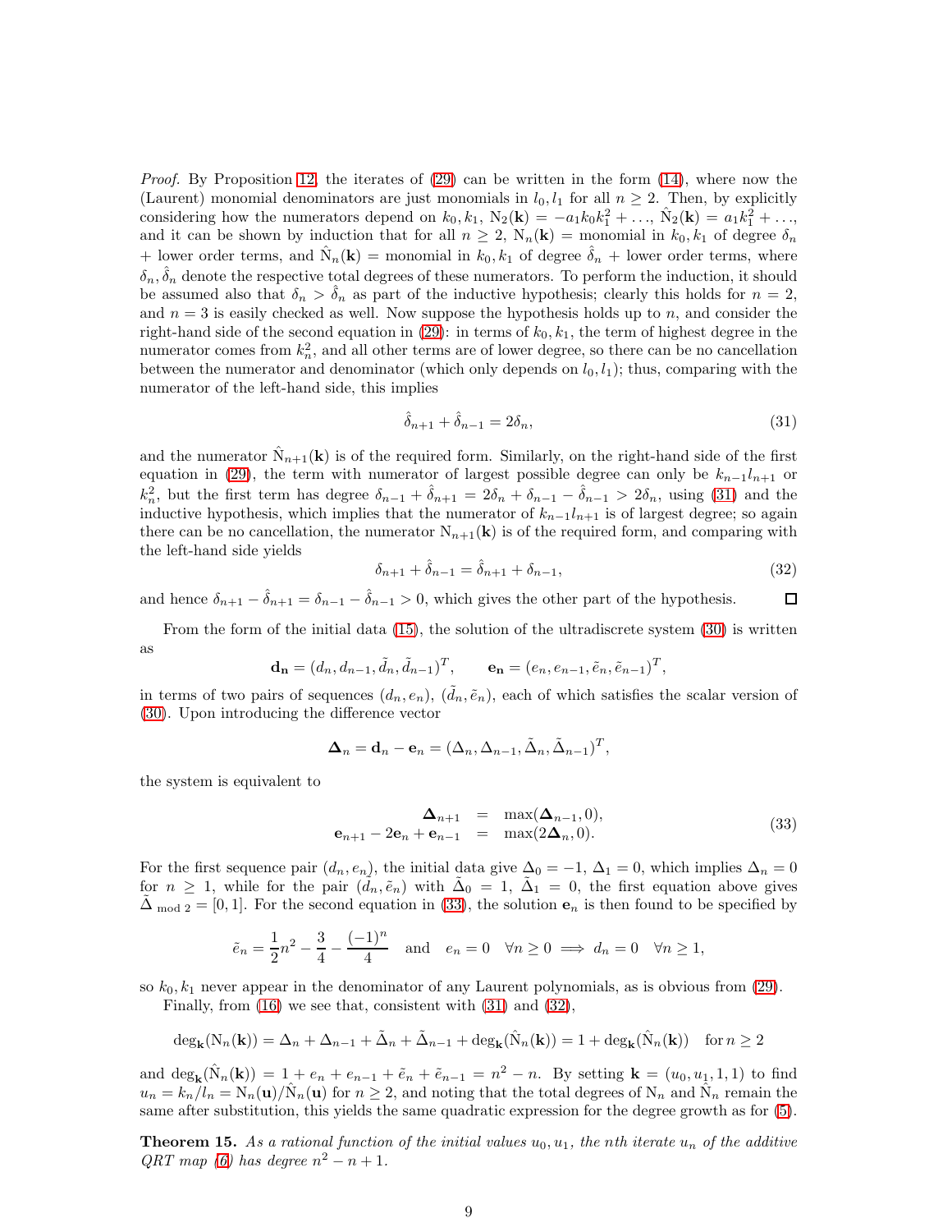*Proof.* By Proposition 12, the iterates of (29) can be written in the form (14), where now the (Laurent) monomial denominators are just monomials in $l_0, l_1$ for all $n \geq 2$. Then, by explicitly considering how the numerators depend on $k_0, k_1$, $\mathrm{N}_2(\mathbf{k}) = -a_1 k_0 k_1^2 + \ldots$, $\hat{\mathrm{N}}_2(\mathbf{k}) = a_1 k_1^2 + \ldots$, and it can be shown by induction that for all $n \geq 2$, $\mathrm{N}_n(\mathbf{k})$ = monomial in $k_0, k_1$ of degree $\delta_n$ + lower order terms, and $\hat{\mathrm{N}}_n(\mathbf{k})$ = monomial in $k_0, k_1$ of degree $\hat{\delta}_n$ + lower order terms, where $\delta_n, \hat{\delta}_n$ denote the respective total degrees of these numerators. To perform the induction, it should be assumed also that $\delta_n > \hat{\delta}_n$ as part of the inductive hypothesis; clearly this holds for $n = 2$, and $n = 3$ is easily checked as well. Now suppose the hypothesis holds up to $n$, and consider the right-hand side of the second equation in (29): in terms of $k_0, k_1$, the term of highest degree in the numerator comes from $k_n^2$, and all other terms are of lower degree, so there can be no cancellation between the numerator and denominator (which only depends on $l_0, l_1$); thus, comparing with the numerator of the left-hand side, this implies

$$\hat{\delta}_{n+1} + \hat{\delta}_{n-1} = 2\delta_n, \tag{31}$$

and the numerator $\hat{\mathrm{N}}_{n+1}(\mathbf{k})$ is of the required form. Similarly, on the right-hand side of the first equation in (29), the term with numerator of largest possible degree can only be $k_{n-1} l_{n+1}$ or $k_n^2$, but the first term has degree $\delta_{n-1} + \hat{\delta}_{n+1} = 2\delta_n + \delta_{n-1} - \hat{\delta}_{n-1} > 2\delta_n$, using (31) and the inductive hypothesis, which implies that the numerator of $k_{n-1} l_{n+1}$ is of largest degree; so again there can be no cancellation, the numerator $\mathrm{N}_{n+1}(\mathbf{k})$ is of the required form, and comparing with the left-hand side yields

$$\delta_{n+1} + \hat{\delta}_{n-1} = \hat{\delta}_{n+1} + \delta_{n-1}, \tag{32}$$

and hence $\delta_{n+1} - \hat{\delta}_{n+1} = \delta_{n-1} - \hat{\delta}_{n-1} > 0$, which gives the other part of the hypothesis. $\square$

From the form of the initial data (15), the solution of the ultradiscrete system (30) is written as

$$\mathbf{d_n} = (d_n, d_{n-1}, \tilde{d}_n, \tilde{d}_{n-1})^T, \qquad \mathbf{e_n} = (e_n, e_{n-1}, \tilde{e}_n, \tilde{e}_{n-1})^T,$$

in terms of two pairs of sequences $(d_n, e_n)$, $(\tilde{d}_n, \tilde{e}_n)$, each of which satisfies the scalar version of (30). Upon introducing the difference vector

$$\boldsymbol{\Delta}_n = \mathbf{d}_n - \mathbf{e}_n = (\Delta_n, \Delta_{n-1}, \tilde{\Delta}_n, \tilde{\Delta}_{n-1})^T,$$

the system is equivalent to

$$\begin{aligned} \boldsymbol{\Delta}_{n+1} &= \max(\boldsymbol{\Delta}_{n-1}, 0), \\ \mathbf{e}_{n+1} - 2\mathbf{e}_n + \mathbf{e}_{n-1} &= \max(2\boldsymbol{\Delta}_n, 0). \end{aligned} \tag{33}$$

For the first sequence pair $(d_n, e_n)$, the initial data give $\Delta_0 = -1$, $\Delta_1 = 0$, which implies $\Delta_n = 0$ for $n \geq 1$, while for the pair $(\tilde{d}_n, \tilde{e}_n)$ with $\tilde{\Delta}_0 = 1$, $\tilde{\Delta}_1 = 0$, the first equation above gives $\tilde{\Delta}_{\bmod 2} = [0, 1]$. For the second equation in (33), the solution $\mathbf{e}_n$ is then found to be specified by

$$\tilde{e}_n = \frac{1}{2}n^2 - \frac{3}{4} - \frac{(-1)^n}{4} \quad \text{and} \quad e_n = 0 \quad \forall n \geq 0 \implies d_n = 0 \quad \forall n \geq 1,$$

so $k_0, k_1$ never appear in the denominator of any Laurent polynomials, as is obvious from (29).

Finally, from (16) we see that, consistent with (31) and (32),

$$\deg_{\mathbf{k}}(\mathrm{N}_n(\mathbf{k})) = \Delta_n + \Delta_{n-1} + \tilde{\Delta}_n + \tilde{\Delta}_{n-1} + \deg_{\mathbf{k}}(\hat{\mathrm{N}}_n(\mathbf{k})) = 1 + \deg_{\mathbf{k}}(\hat{\mathrm{N}}_n(\mathbf{k})) \quad \text{for } n \geq 2$$

and $\deg_{\mathbf{k}}(\hat{\mathrm{N}}_n(\mathbf{k})) = 1 + e_n + e_{n-1} + \tilde{e}_n + \tilde{e}_{n-1} = n^2 - n$. By setting $\mathbf{k} = (u_0, u_1, 1, 1)$ to find $u_n = k_n/l_n = \mathrm{N}_n(\mathbf{u})/\hat{\mathrm{N}}_n(\mathbf{u})$ for $n \geq 2$, and noting that the total degrees of $\mathrm{N}_n$ and $\hat{\mathrm{N}}_n$ remain the same after substitution, this yields the same quadratic expression for the degree growth as for (5).

**Theorem 15.** *As a rational function of the initial values $u_0, u_1$, the $n$th iterate $u_n$ of the additive QRT map (6) has degree $n^2 - n + 1$.*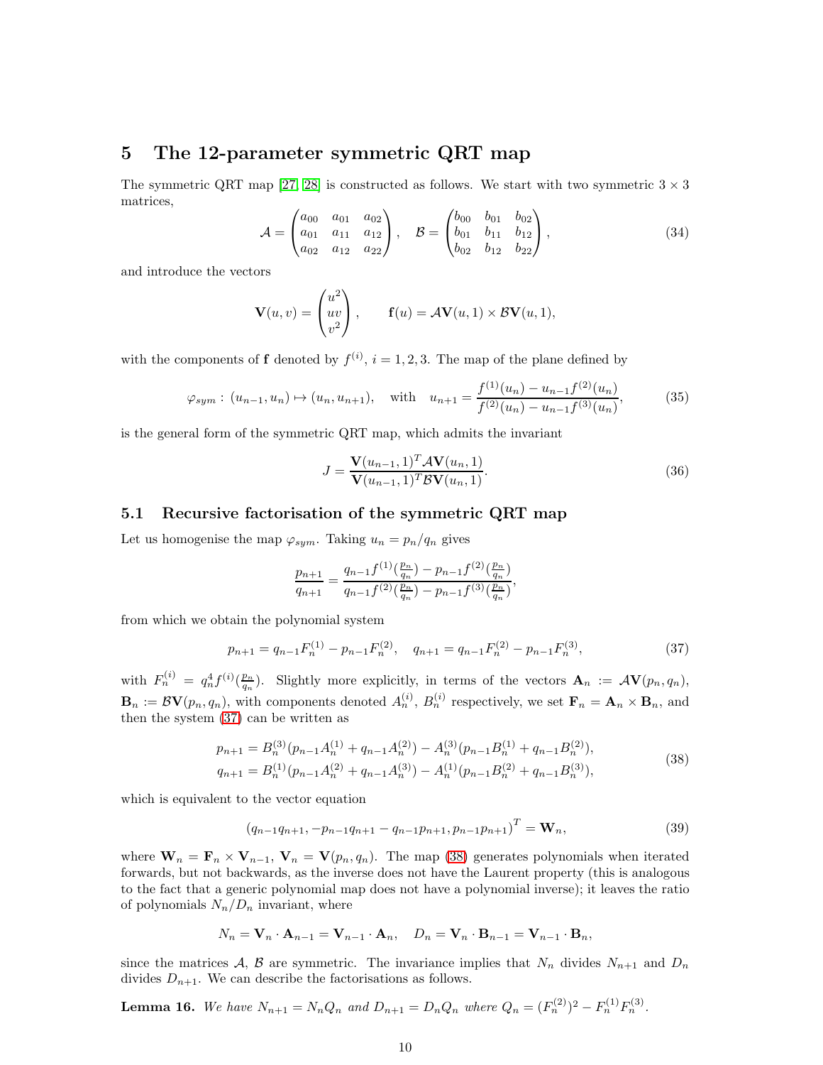## 5 The 12-parameter symmetric QRT map

The symmetric QRT map [27, 28] is constructed as follows. We start with two symmetric $3 \times 3$ matrices,

$$
\mathcal{A} = \begin{pmatrix} a_{00} & a_{01} & a_{02} \\ a_{01} & a_{11} & a_{12} \\ a_{02} & a_{12} & a_{22} \end{pmatrix}, \quad \mathcal{B} = \begin{pmatrix} b_{00} & b_{01} & b_{02} \\ b_{01} & b_{11} & b_{12} \\ b_{02} & b_{12} & b_{22} \end{pmatrix}, \tag{34}
$$

and introduce the vectors

$$
\mathbf{V}(u,v) = \begin{pmatrix} u^2 \\ uv \\ v^2 \end{pmatrix}, \qquad \mathbf{f}(u) = \mathcal{A}\mathbf{V}(u,1) \times \mathcal{B}\mathbf{V}(u,1),
$$

with the components of $\mathbf{f}$ denoted by $f^{(i)}$, $i = 1,2,3$. The map of the plane defined by

$$
\varphi_{sym} : (u_{n-1}, u_n) \mapsto (u_n, u_{n+1}), \quad \text{with} \quad u_{n+1} = \frac{f^{(1)}(u_n) - u_{n-1} f^{(2)}(u_n)}{f^{(2)}(u_n) - u_{n-1} f^{(3)}(u_n)}, \tag{35}
$$

is the general form of the symmetric QRT map, which admits the invariant

$$
J = \frac{\mathbf{V}(u_{n-1},1)^T \mathcal{A} \mathbf{V}(u_n,1)}{\mathbf{V}(u_{n-1},1)^T \mathcal{B} \mathbf{V}(u_n,1)}. \tag{36}
$$

### 5.1 Recursive factorisation of the symmetric QRT map

Let us homogenise the map $\varphi_{sym}$. Taking $u_n = p_n/q_n$ gives

$$
\frac{p_{n+1}}{q_{n+1}} = \frac{q_{n-1} f^{(1)}(\frac{p_n}{q_n}) - p_{n-1} f^{(2)}(\frac{p_n}{q_n})}{q_{n-1} f^{(2)}(\frac{p_n}{q_n}) - p_{n-1} f^{(3)}(\frac{p_n}{q_n})},
$$

from which we obtain the polynomial system

$$
p_{n+1} = q_{n-1} F_n^{(1)} - p_{n-1} F_n^{(2)}, \quad q_{n+1} = q_{n-1} F_n^{(2)} - p_{n-1} F_n^{(3)}, \tag{37}
$$

with $F_n^{(i)} = q_n^4 f^{(i)}(\frac{p_n}{q_n})$. Slightly more explicitly, in terms of the vectors $\mathbf{A}_n := \mathcal{A}\mathbf{V}(p_n, q_n)$, $\mathbf{B}_n := \mathcal{B}\mathbf{V}(p_n, q_n)$, with components denoted $A_n^{(i)}$, $B_n^{(i)}$ respectively, we set $\mathbf{F}_n = \mathbf{A}_n \times \mathbf{B}_n$, and then the system (37) can be written as

$$
\begin{aligned}
p_{n+1} &= B_n^{(3)}(p_{n-1} A_n^{(1)} + q_{n-1} A_n^{(2)}) - A_n^{(3)}(p_{n-1} B_n^{(1)} + q_{n-1} B_n^{(2)}), \\
q_{n+1} &= B_n^{(1)}(p_{n-1} A_n^{(2)} + q_{n-1} A_n^{(3)}) - A_n^{(1)}(p_{n-1} B_n^{(2)} + q_{n-1} B_n^{(3)}),
\end{aligned} \tag{38}
$$

which is equivalent to the vector equation

$$
(q_{n-1} q_{n+1}, -p_{n-1} q_{n+1} - q_{n-1} p_{n+1}, p_{n-1} p_{n+1})^T = \mathbf{W}_n, \tag{39}
$$

where $\mathbf{W}_n = \mathbf{F}_n \times \mathbf{V}_{n-1}$, $\mathbf{V}_n = \mathbf{V}(p_n, q_n)$. The map (38) generates polynomials when iterated forwards, but not backwards, as the inverse does not have the Laurent property (this is analogous to the fact that a generic polynomial map does not have a polynomial inverse); it leaves the ratio of polynomials $N_n/D_n$ invariant, where

$$
N_n = \mathbf{V}_n \cdot \mathbf{A}_{n-1} = \mathbf{V}_{n-1} \cdot \mathbf{A}_n, \quad D_n = \mathbf{V}_n \cdot \mathbf{B}_{n-1} = \mathbf{V}_{n-1} \cdot \mathbf{B}_n,
$$

since the matrices $\mathcal{A}$, $\mathcal{B}$ are symmetric. The invariance implies that $N_n$ divides $N_{n+1}$ and $D_n$ divides $D_{n+1}$. We can describe the factorisations as follows.

**Lemma 16.** *We have $N_{n+1} = N_n Q_n$ and $D_{n+1} = D_n Q_n$ where $Q_n = (F_n^{(2)})^2 - F_n^{(1)} F_n^{(3)}$.*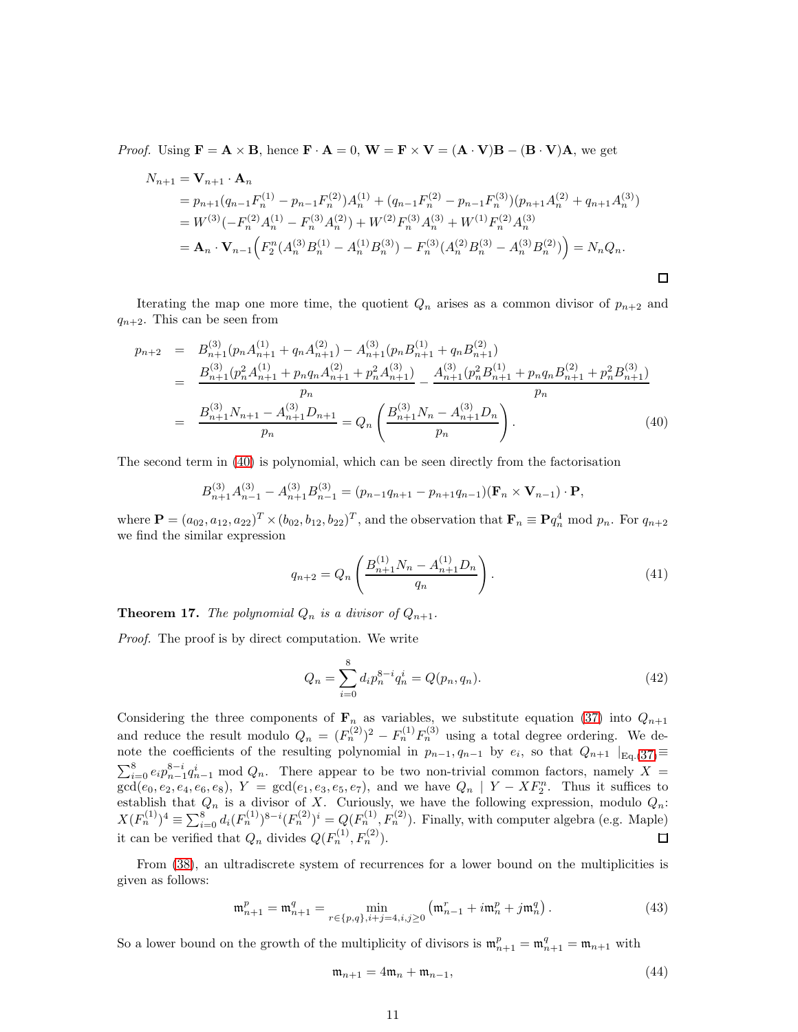*Proof.* Using $\mathbf{F} = \mathbf{A} \times \mathbf{B}$, hence $\mathbf{F} \cdot \mathbf{A} = 0$, $\mathbf{W} = \mathbf{F} \times \mathbf{V} = (\mathbf{A} \cdot \mathbf{V})\mathbf{B} - (\mathbf{B} \cdot \mathbf{V})\mathbf{A}$, we get

$$
\begin{aligned}
N_{n+1} &= \mathbf{V}_{n+1} \cdot \mathbf{A}_n \\
&= p_{n+1}(q_{n-1}F_n^{(1)} - p_{n-1}F_n^{(2)})A_n^{(1)} + (q_{n-1}F_n^{(2)} - p_{n-1}F_n^{(3)})(p_{n+1}A_n^{(2)} + q_{n+1}A_n^{(3)}) \\
&= W^{(3)}(-F_n^{(2)}A_n^{(1)} - F_n^{(3)}A_n^{(2)}) + W^{(2)}F_n^{(3)}A_n^{(3)} + W^{(1)}F_n^{(2)}A_n^{(3)} \\
&= \mathbf{A}_n \cdot \mathbf{V}_{n-1}\Big(F_2^n(A_n^{(3)}B_n^{(1)} - A_n^{(1)}B_n^{(3)}) - F_n^{(3)}(A_n^{(2)}B_n^{(3)} - A_n^{(3)}B_n^{(2)})\Big) = N_nQ_n.
\end{aligned}
$$

□

Iterating the map one more time, the quotient $Q_n$ arises as a common divisor of $p_{n+2}$ and $q_{n+2}$. This can be seen from

$$
\begin{aligned}
p_{n+2} &= B_{n+1}^{(3)}(p_nA_{n+1}^{(1)} + q_nA_{n+1}^{(2)}) - A_{n+1}^{(3)}(p_nB_{n+1}^{(1)} + q_nB_{n+1}^{(2)}) \\
&= \frac{B_{n+1}^{(3)}(p_n^2A_{n+1}^{(1)} + p_nq_nA_{n+1}^{(2)} + p_n^2A_{n+1}^{(3)})}{p_n} - \frac{A_{n+1}^{(3)}(p_n^2B_{n+1}^{(1)} + p_nq_nB_{n+1}^{(2)} + p_n^2B_{n+1}^{(3)})}{p_n} \\
&= \frac{B_{n+1}^{(3)}N_{n+1} - A_{n+1}^{(3)}D_{n+1}}{p_n} = Q_n\left(\frac{B_{n+1}^{(3)}N_n - A_{n+1}^{(3)}D_n}{p_n}\right).
\end{aligned}
\tag{40}
$$

The second term in (40) is polynomial, which can be seen directly from the factorisation

$$
B_{n+1}^{(3)}A_{n-1}^{(3)} - A_{n+1}^{(3)}B_{n-1}^{(3)} = (p_{n-1}q_{n+1} - p_{n+1}q_{n-1})(\mathbf{F}_n \times \mathbf{V}_{n-1}) \cdot \mathbf{P},
$$

where $\mathbf{P} = (a_{02}, a_{12}, a_{22})^T \times (b_{02}, b_{12}, b_{22})^T$, and the observation that $\mathbf{F}_n \equiv \mathbf{P}q_n^4 \bmod p_n$. For $q_{n+2}$ we find the similar expression

$$
q_{n+2} = Q_n\left(\frac{B_{n+1}^{(1)}N_n - A_{n+1}^{(1)}D_n}{q_n}\right). \tag{41}
$$

**Theorem 17.** *The polynomial $Q_n$ is a divisor of $Q_{n+1}$.*

*Proof.* The proof is by direct computation. We write

$$
Q_n = \sum_{i=0}^{8} d_i p_n^{8-i} q_n^i = Q(p_n, q_n). \tag{42}
$$

Considering the three components of $\mathbf{F}_n$ as variables, we substitute equation (37) into $Q_{n+1}$ and reduce the result modulo $Q_n = (F_n^{(2)})^2 - F_n^{(1)}F_n^{(3)}$ using a total degree ordering. We denote the coefficients of the resulting polynomial in $p_{n-1}, q_{n-1}$ by $e_i$, so that $Q_{n+1}\mid_{\text{Eq.}(37)} \equiv \sum_{i=0}^{8} e_i p_{n-1}^{8-i} q_{n-1}^i \bmod Q_n$. There appear to be two non-trivial common factors, namely $X = \gcd(e_0, e_2, e_4, e_6, e_8)$, $Y = \gcd(e_1, e_3, e_5, e_7)$, and we have $Q_n \mid Y - XF_2^n$. Thus it suffices to establish that $Q_n$ is a divisor of $X$. Curiously, we have the following expression, modulo $Q_n$: $X(F_n^{(1)})^4 \equiv \sum_{i=0}^{8} d_i (F_n^{(1)})^{8-i}(F_n^{(2)})^i = Q(F_n^{(1)}, F_n^{(2)})$. Finally, with computer algebra (e.g. Maple) it can be verified that $Q_n$ divides $Q(F_n^{(1)}, F_n^{(2)})$. □

From (38), an ultradiscrete system of recurrences for a lower bound on the multiplicities is given as follows:

$$
\mathfrak{m}_{n+1}^p = \mathfrak{m}_{n+1}^q = \min_{r\in\{p,q\}, i+j=4, i,j\geq 0} \left(\mathfrak{m}_{n-1}^r + i\mathfrak{m}_n^p + j\mathfrak{m}_n^q\right). \tag{43}
$$

So a lower bound on the growth of the multiplicity of divisors is $\mathfrak{m}_{n+1}^p = \mathfrak{m}_{n+1}^q = \mathfrak{m}_{n+1}$ with

$$
\mathfrak{m}_{n+1} = 4\mathfrak{m}_n + \mathfrak{m}_{n-1}, \tag{44}
$$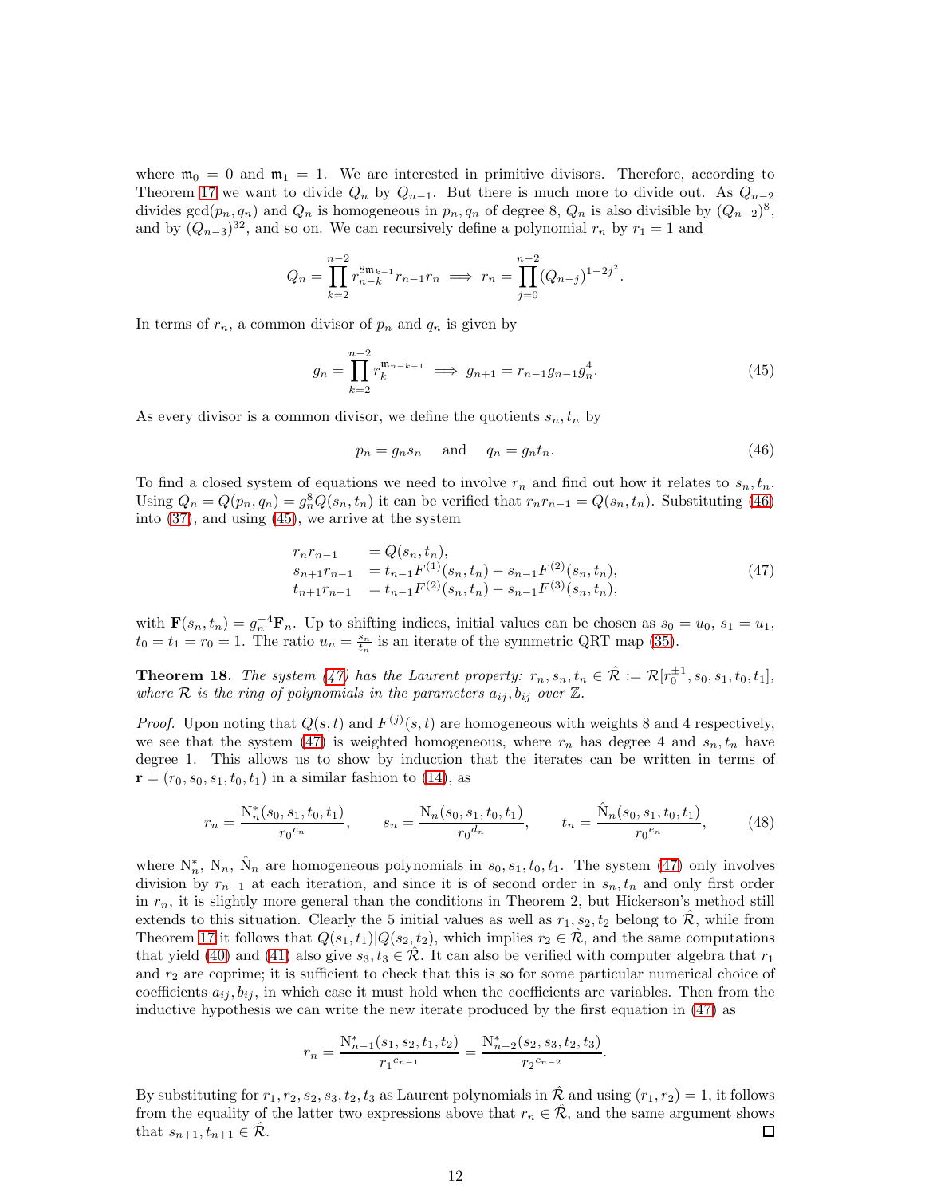where $\mathfrak{m}_0 = 0$ and $\mathfrak{m}_1 = 1$. We are interested in primitive divisors. Therefore, according to Theorem 17 we want to divide $Q_n$ by $Q_{n-1}$. But there is much more to divide out. As $Q_{n-2}$ divides $\gcd(p_n, q_n)$ and $Q_n$ is homogeneous in $p_n, q_n$ of degree 8, $Q_n$ is also divisible by $(Q_{n-2})^8$, and by $(Q_{n-3})^{32}$, and so on. We can recursively define a polynomial $r_n$ by $r_1 = 1$ and

$$Q_n = \prod_{k=2}^{n-2} r_{n-k}^{8\mathfrak{m}_{k-1}} r_{n-1} r_n \implies r_n = \prod_{j=0}^{n-2} (Q_{n-j})^{1-2j^2}.$$

In terms of $r_n$, a common divisor of $p_n$ and $q_n$ is given by

$$g_n = \prod_{k=2}^{n-2} r_k^{\mathfrak{m}_{n-k-1}} \implies g_{n+1} = r_{n-1} g_{n-1} g_n^4. \tag{45}$$

As every divisor is a common divisor, we define the quotients $s_n, t_n$ by

$$p_n = g_n s_n \quad \text{and} \quad q_n = g_n t_n. \tag{46}$$

To find a closed system of equations we need to involve $r_n$ and find out how it relates to $s_n, t_n$. Using $Q_n = Q(p_n, q_n) = g_n^8 Q(s_n, t_n)$ it can be verified that $r_n r_{n-1} = Q(s_n, t_n)$. Substituting (46) into (37), and using (45), we arrive at the system

$$\begin{aligned} r_n r_{n-1} &= Q(s_n, t_n), \\ s_{n+1} r_{n-1} &= t_{n-1} F^{(1)}(s_n, t_n) - s_{n-1} F^{(2)}(s_n, t_n), \\ t_{n+1} r_{n-1} &= t_{n-1} F^{(2)}(s_n, t_n) - s_{n-1} F^{(3)}(s_n, t_n), \end{aligned} \tag{47}$$

with $\mathbf{F}(s_n, t_n) = g_n^{-4} \mathbf{F}_n$. Up to shifting indices, initial values can be chosen as $s_0 = u_0$, $s_1 = u_1$, $t_0 = t_1 = r_0 = 1$. The ratio $u_n = \frac{s_n}{t_n}$ is an iterate of the symmetric QRT map (35).

**Theorem 18.** *The system (47) has the Laurent property: $r_n, s_n, t_n \in \hat{\mathcal{R}} := \mathcal{R}[r_0^{\pm 1}, s_0, s_1, t_0, t_1]$, where $\mathcal{R}$ is the ring of polynomials in the parameters $a_{ij}, b_{ij}$ over $\mathbb{Z}$.*

*Proof.* Upon noting that $Q(s,t)$ and $F^{(j)}(s,t)$ are homogeneous with weights 8 and 4 respectively, we see that the system (47) is weighted homogeneous, where $r_n$ has degree 4 and $s_n, t_n$ have degree 1. This allows us to show by induction that the iterates can be written in terms of $\mathbf{r} = (r_0, s_0, s_1, t_0, t_1)$ in a similar fashion to (14), as

$$r_n = \frac{\mathrm{N}_n^*(s_0, s_1, t_0, t_1)}{{r_0}^{c_n}}, \qquad s_n = \frac{\mathrm{N}_n(s_0, s_1, t_0, t_1)}{{r_0}^{d_n}}, \qquad t_n = \frac{\hat{\mathrm{N}}_n(s_0, s_1, t_0, t_1)}{{r_0}^{e_n}}, \tag{48}$$

where $\mathrm{N}_n^*$, $\mathrm{N}_n$, $\hat{\mathrm{N}}_n$ are homogeneous polynomials in $s_0, s_1, t_0, t_1$. The system (47) only involves division by $r_{n-1}$ at each iteration, and since it is of second order in $s_n, t_n$ and only first order in $r_n$, it is slightly more general than the conditions in Theorem 2, but Hickerson's method still extends to this situation. Clearly the 5 initial values as well as $r_1, s_2, t_2$ belong to $\hat{\mathcal{R}}$, while from Theorem 17 it follows that $Q(s_1, t_1) | Q(s_2, t_2)$, which implies $r_2 \in \hat{\mathcal{R}}$, and the same computations that yield (40) and (41) also give $s_3, t_3 \in \hat{\mathcal{R}}$. It can also be verified with computer algebra that $r_1$ and $r_2$ are coprime; it is sufficient to check that this is so for some particular numerical choice of coefficients $a_{ij}, b_{ij}$, in which case it must hold when the coefficients are variables. Then from the inductive hypothesis we can write the new iterate produced by the first equation in (47) as

$$r_n = \frac{\mathrm{N}_{n-1}^*(s_1, s_2, t_1, t_2)}{{r_1}^{c_{n-1}}} = \frac{\mathrm{N}_{n-2}^*(s_2, s_3, t_2, t_3)}{{r_2}^{c_{n-2}}}.$$

By substituting for $r_1, r_2, s_2, s_3, t_2, t_3$ as Laurent polynomials in $\hat{\mathcal{R}}$ and using $(r_1, r_2) = 1$, it follows from the equality of the latter two expressions above that $r_n \in \hat{\mathcal{R}}$, and the same argument shows that $s_{n+1}, t_{n+1} \in \hat{\mathcal{R}}$. $\square$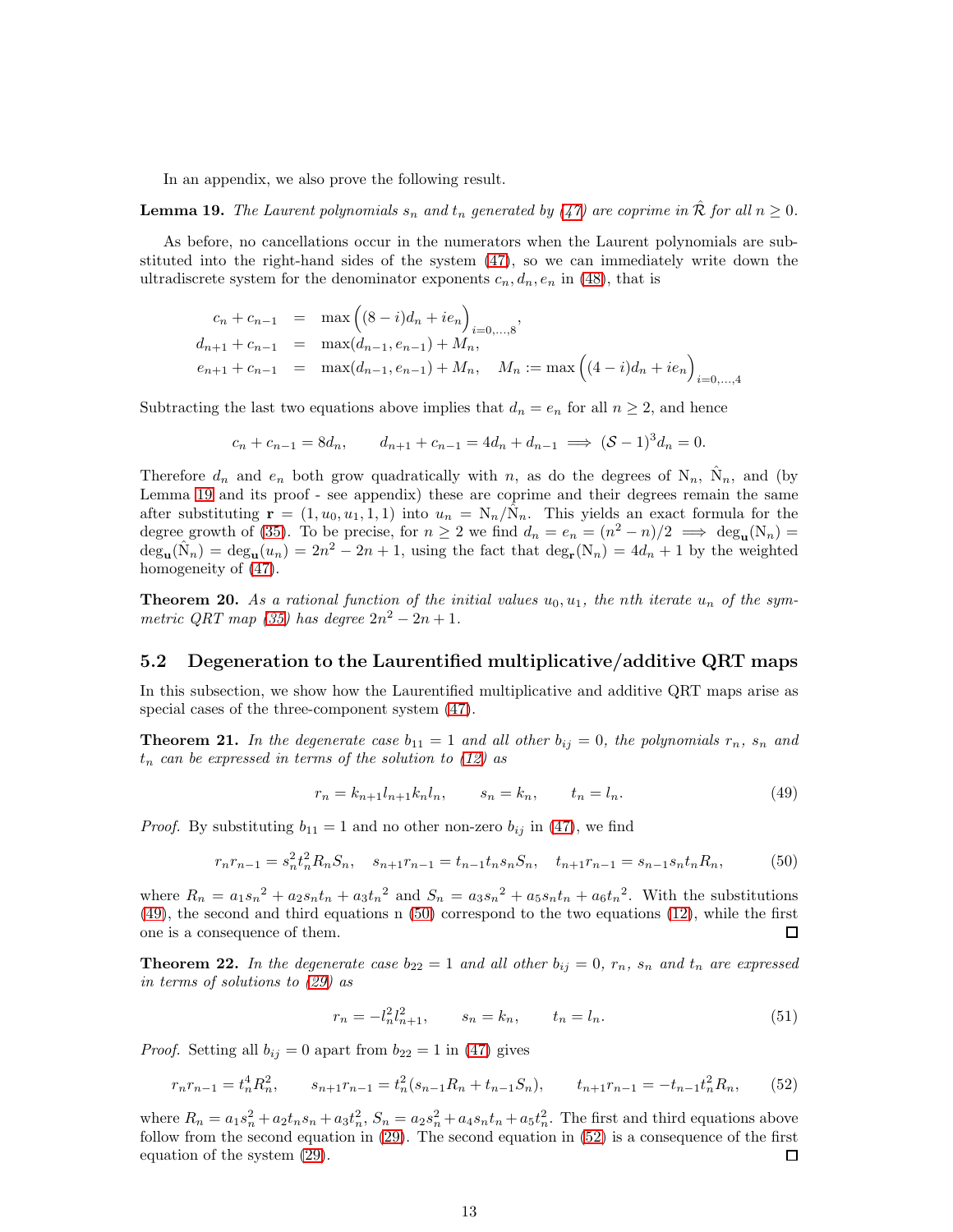In an appendix, we also prove the following result.

**Lemma 19.** *The Laurent polynomials $s_n$ and $t_n$ generated by (47) are coprime in $\hat{\mathcal{R}}$ for all $n \geq 0$.*

As before, no cancellations occur in the numerators when the Laurent polynomials are substituted into the right-hand sides of the system (47), so we can immediately write down the ultradiscrete system for the denominator exponents $c_n, d_n, e_n$ in (48), that is

$$
\begin{aligned}
c_n + c_{n-1} &= \max\Big((8-i)d_n + ie_n\Big)_{i=0,\dots,8}, \\
d_{n+1} + c_{n-1} &= \max(d_{n-1}, e_{n-1}) + M_n, \\
e_{n+1} + c_{n-1} &= \max(d_{n-1}, e_{n-1}) + M_n, \quad M_n := \max\Big((4-i)d_n + ie_n\Big)_{i=0,\dots,4}
\end{aligned}
$$

Subtracting the last two equations above implies that $d_n = e_n$ for all $n \geq 2$, and hence

$$
c_n + c_{n-1} = 8d_n, \qquad d_{n+1} + c_{n-1} = 4d_n + d_{n-1} \implies (\mathcal{S} - 1)^3 d_n = 0.
$$

Therefore $d_n$ and $e_n$ both grow quadratically with $n$, as do the degrees of $\mathrm{N}_n$, $\hat{\mathrm{N}}_n$, and (by Lemma 19 and its proof - see appendix) these are coprime and their degrees remain the same after substituting $\mathbf{r} = (1, u_0, u_1, 1, 1)$ into $u_n = \mathrm{N}_n/\hat{\mathrm{N}}_n$. This yields an exact formula for the degree growth of (35). To be precise, for $n \geq 2$ we find $d_n = e_n = (n^2 - n)/2 \implies \deg_{\mathbf{u}}(\mathrm{N}_n) = \deg_{\mathbf{u}}(\hat{\mathrm{N}}_n) = \deg_{\mathbf{u}}(u_n) = 2n^2 - 2n + 1$, using the fact that $\deg_{\mathbf{r}}(\mathrm{N}_n) = 4d_n + 1$ by the weighted homogeneity of (47).

**Theorem 20.** *As a rational function of the initial values $u_0, u_1$, the $n$th iterate $u_n$ of the symmetric QRT map (35) has degree $2n^2 - 2n + 1$.*

## 5.2 Degeneration to the Laurentified multiplicative/additive QRT maps

In this subsection, we show how the Laurentified multiplicative and additive QRT maps arise as special cases of the three-component system (47).

**Theorem 21.** *In the degenerate case $b_{11} = 1$ and all other $b_{ij} = 0$, the polynomials $r_n$, $s_n$ and $t_n$ can be expressed in terms of the solution to (12) as*

$$
r_n = k_{n+1} l_{n+1} k_n l_n, \qquad s_n = k_n, \qquad t_n = l_n. \tag{49}
$$

*Proof.* By substituting $b_{11} = 1$ and no other non-zero $b_{ij}$ in (47), we find

$$
r_n r_{n-1} = s_n^2 t_n^2 R_n S_n, \quad s_{n+1} r_{n-1} = t_{n-1} t_n s_n S_n, \quad t_{n+1} r_{n-1} = s_{n-1} s_n t_n R_n, \tag{50}
$$

where $R_n = a_1 {s_n}^2 + a_2 s_n t_n + a_3 {t_n}^2$ and $S_n = a_3 {s_n}^2 + a_5 s_n t_n + a_6 t_n^2$. With the substitutions (49), the second and third equations n (50) correspond to the two equations (12), while the first one is a consequence of them. $\square$

**Theorem 22.** *In the degenerate case $b_{22} = 1$ and all other $b_{ij} = 0$, $r_n$, $s_n$ and $t_n$ are expressed in terms of solutions to (29) as*

$$
r_n = -l_n^2 l_{n+1}^2, \qquad s_n = k_n, \qquad t_n = l_n. \tag{51}
$$

*Proof.* Setting all $b_{ij} = 0$ apart from $b_{22} = 1$ in (47) gives

$$
r_n r_{n-1} = t_n^4 R_n^2, \qquad s_{n+1} r_{n-1} = t_n^2 (s_{n-1} R_n + t_{n-1} S_n), \qquad t_{n+1} r_{n-1} = -t_{n-1} t_n^2 R_n, \tag{52}
$$

where $R_n = a_1 s_n^2 + a_2 t_n s_n + a_3 t_n^2$, $S_n = a_2 s_n^2 + a_4 s_n t_n + a_5 t_n^2$. The first and third equations above follow from the second equation in (29). The second equation in (52) is a consequence of the first equation of the system (29). $\square$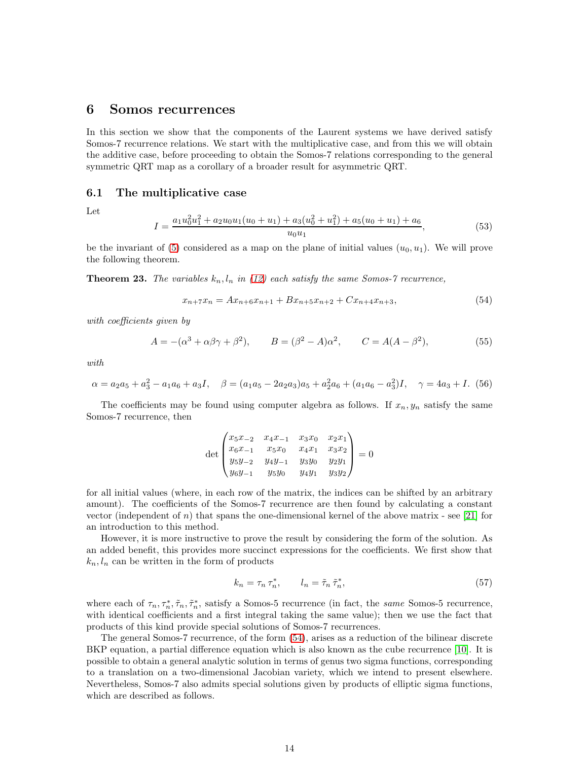## 6 Somos recurrences

In this section we show that the components of the Laurent systems we have derived satisfy Somos-7 recurrence relations. We start with the multiplicative case, and from this we will obtain the additive case, before proceeding to obtain the Somos-7 relations corresponding to the general symmetric QRT map as a corollary of a broader result for asymmetric QRT.

### 6.1 The multiplicative case

Let

$$I = \frac{a_1 u_0^2 u_1^2 + a_2 u_0 u_1 (u_0 + u_1) + a_3 (u_0^2 + u_1^2) + a_5 (u_0 + u_1) + a_6}{u_0 u_1}, \tag{53}$$

be the invariant of (5) considered as a map on the plane of initial values $(u_0, u_1)$. We will prove the following theorem.

**Theorem 23.** *The variables $k_n, l_n$ in (12) each satisfy the same Somos-7 recurrence,*

$$x_{n+7} x_n = A x_{n+6} x_{n+1} + B x_{n+5} x_{n+2} + C x_{n+4} x_{n+3}, \tag{54}$$

*with coefficients given by*

$$A = -(\alpha^3 + \alpha\beta\gamma + \beta^2), \qquad B = (\beta^2 - A)\alpha^2, \qquad C = A(A - \beta^2), \tag{55}$$

*with*

$$\alpha = a_2 a_5 + a_3^2 - a_1 a_6 + a_3 I, \quad \beta = (a_1 a_5 - 2 a_2 a_3) a_5 + a_2^2 a_6 + (a_1 a_6 - a_3^2) I, \quad \gamma = 4 a_3 + I. \tag{56}$$

The coefficients may be found using computer algebra as follows. If $x_n, y_n$ satisfy the same Somos-7 recurrence, then

$$\det \begin{pmatrix} x_5 x_{-2} & x_4 x_{-1} & x_3 x_0 & x_2 x_1 \\ x_6 x_{-1} & x_5 x_0 & x_4 x_1 & x_3 x_2 \\ y_5 y_{-2} & y_4 y_{-1} & y_3 y_0 & y_2 y_1 \\ y_6 y_{-1} & y_5 y_0 & y_4 y_1 & y_3 y_2 \end{pmatrix} = 0$$

for all initial values (where, in each row of the matrix, the indices can be shifted by an arbitrary amount). The coefficients of the Somos-7 recurrence are then found by calculating a constant vector (independent of $n$) that spans the one-dimensional kernel of the above matrix - see [21] for an introduction to this method.

However, it is more instructive to prove the result by considering the form of the solution. As an added benefit, this provides more succinct expressions for the coefficients. We first show that $k_n, l_n$ can be written in the form of products

$$k_n = \tau_n \, \tau_n^*, \qquad l_n = \tilde{\tau}_n \, \tilde{\tau}_n^*, \tag{57}$$

where each of $\tau_n, \tau_n^*, \tilde{\tau}_n, \tilde{\tau}_n^*$, satisfy a Somos-5 recurrence (in fact, the *same* Somos-5 recurrence, with identical coefficients and a first integral taking the same value); then we use the fact that products of this kind provide special solutions of Somos-7 recurrences.

The general Somos-7 recurrence, of the form (54), arises as a reduction of the bilinear discrete BKP equation, a partial difference equation which is also known as the cube recurrence [10]. It is possible to obtain a general analytic solution in terms of genus two sigma functions, corresponding to a translation on a two-dimensional Jacobian variety, which we intend to present elsewhere. Nevertheless, Somos-7 also admits special solutions given by products of elliptic sigma functions, which are described as follows.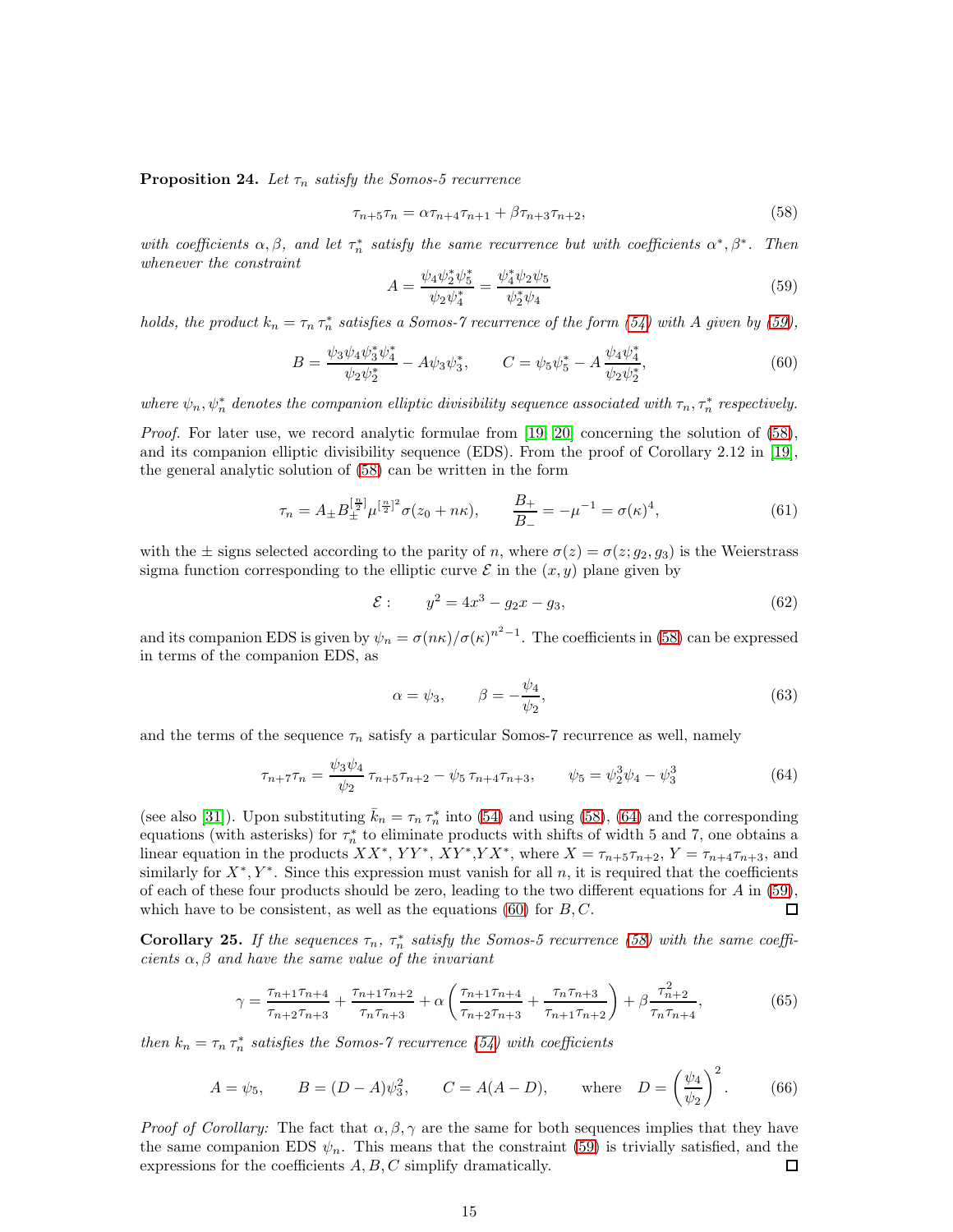**Proposition 24.** *Let $\tau_n$ satisfy the Somos-5 recurrence*

$$\tau_{n+5}\tau_n = \alpha\tau_{n+4}\tau_{n+1} + \beta\tau_{n+3}\tau_{n+2}, \tag{58}$$

*with coefficients $\alpha, \beta$, and let $\tau_n^*$ satisfy the same recurrence but with coefficients $\alpha^*, \beta^*$. Then whenever the constraint*

$$A = \frac{\psi_4\psi_2^*\psi_5^*}{\psi_2\psi_4^*} = \frac{\psi_4^*\psi_2\psi_5}{\psi_2^*\psi_4} \tag{59}$$

*holds, the product $k_n = \tau_n\,\tau_n^*$ satisfies a Somos-7 recurrence of the form (54) with $A$ given by (59),*

$$B = \frac{\psi_3\psi_4\psi_3^*\psi_4^*}{\psi_2\psi_2^*} - A\psi_3\psi_3^*, \qquad C = \psi_5\psi_5^* - A\,\frac{\psi_4\psi_4^*}{\psi_2\psi_2^*}, \tag{60}$$

*where $\psi_n, \psi_n^*$ denotes the companion elliptic divisibility sequence associated with $\tau_n, \tau_n^*$ respectively.*

*Proof.* For later use, we record analytic formulae from [19, 20] concerning the solution of (58), and its companion elliptic divisibility sequence (EDS). From the proof of Corollary 2.12 in [19], the general analytic solution of (58) can be written in the form

$$\tau_n = A_\pm B_\pm^{[\frac{n}{2}]}\mu^{[\frac{n}{2}]^2}\sigma(z_0 + n\kappa), \qquad \frac{B_+}{B_-} = -\mu^{-1} = \sigma(\kappa)^4, \tag{61}$$

with the $\pm$ signs selected according to the parity of $n$, where $\sigma(z) = \sigma(z; g_2, g_3)$ is the Weierstrass sigma function corresponding to the elliptic curve $\mathcal{E}$ in the $(x, y)$ plane given by

$$\mathcal{E}: \qquad y^2 = 4x^3 - g_2 x - g_3, \tag{62}$$

and its companion EDS is given by $\psi_n = \sigma(n\kappa)/\sigma(\kappa)^{n^2-1}$. The coefficients in (58) can be expressed in terms of the companion EDS, as

$$\alpha = \psi_3, \qquad \beta = -\frac{\psi_4}{\psi_2}, \tag{63}$$

and the terms of the sequence $\tau_n$ satisfy a particular Somos-7 recurrence as well, namely

$$\tau_{n+7}\tau_n = \frac{\psi_3\psi_4}{\psi_2}\,\tau_{n+5}\tau_{n+2} - \psi_5\,\tau_{n+4}\tau_{n+3}, \qquad \psi_5 = \psi_2^3\psi_4 - \psi_3^3 \tag{64}$$

(see also [31]). Upon substituting $\bar{k}_n = \tau_n\,\tau_n^*$ into (54) and using (58), (64) and the corresponding equations (with asterisks) for $\tau_n^*$ to eliminate products with shifts of width 5 and 7, one obtains a linear equation in the products $XX^*$, $YY^*$, $XY^*$, $YX^*$, where $X = \tau_{n+5}\tau_{n+2}$, $Y = \tau_{n+4}\tau_{n+3}$, and similarly for $X^*, Y^*$. Since this expression must vanish for all $n$, it is required that the coefficients of each of these four products should be zero, leading to the two different equations for $A$ in (59), which have to be consistent, as well as the equations (60) for $B, C$. ◻

**Corollary 25.** *If the sequences $\tau_n$, $\tau_n^*$ satisfy the Somos-5 recurrence (58) with the same coefficients $\alpha, \beta$ and have the same value of the invariant*

$$\gamma = \frac{\tau_{n+1}\tau_{n+4}}{\tau_{n+2}\tau_{n+3}} + \frac{\tau_{n+1}\tau_{n+2}}{\tau_n\tau_{n+3}} + \alpha\left(\frac{\tau_{n+1}\tau_{n+4}}{\tau_{n+2}\tau_{n+3}} + \frac{\tau_n\tau_{n+3}}{\tau_{n+1}\tau_{n+2}}\right) + \beta\,\frac{\tau_{n+2}^2}{\tau_n\tau_{n+4}}, \tag{65}$$

*then $k_n = \tau_n\,\tau_n^*$ satisfies the Somos-7 recurrence (54) with coefficients*

$$A = \psi_5, \qquad B = (D - A)\psi_3^2, \qquad C = A(A - D), \qquad \text{where} \quad D = \left(\frac{\psi_4}{\psi_2}\right)^2. \tag{66}$$

*Proof of Corollary:* The fact that $\alpha, \beta, \gamma$ are the same for both sequences implies that they have the same companion EDS $\psi_n$. This means that the constraint (59) is trivially satisfied, and the expressions for the coefficients $A, B, C$ simplify dramatically. ◻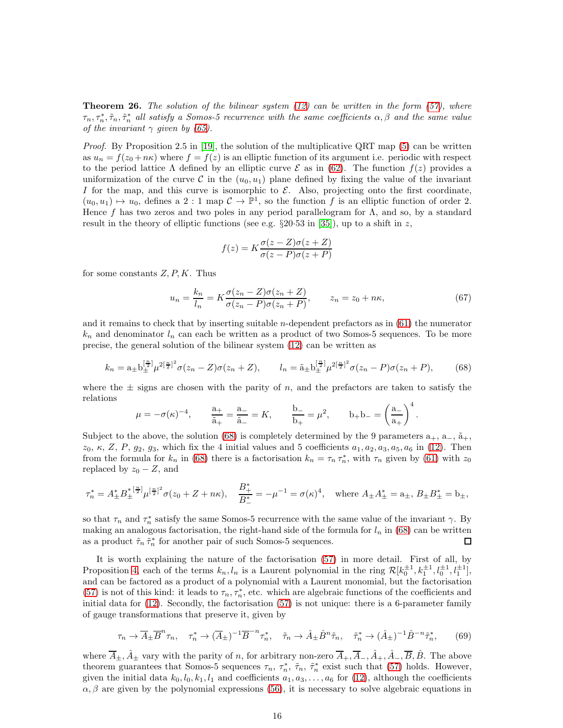**Theorem 26.** *The solution of the bilinear system (12) can be written in the form (57), where $\tau_n, \tau_n^*, \tilde{\tau}_n, \tilde{\tau}_n^*$ all satisfy a Somos-5 recurrence with the same coefficients $\alpha, \beta$ and the same value of the invariant $\gamma$ given by (65).*

*Proof.* By Proposition 2.5 in [19], the solution of the multiplicative QRT map (5) can be written as $u_n = f(z_0 + n\kappa)$ where $f = f(z)$ is an elliptic function of its argument i.e. periodic with respect to the period lattice $\Lambda$ defined by an elliptic curve $\mathcal{E}$ as in (62). The function $f(z)$ provides a uniformization of the curve $\mathcal{C}$ in the $(u_0, u_1)$ plane defined by fixing the value of the invariant $I$ for the map, and this curve is isomorphic to $\mathcal{E}$. Also, projecting onto the first coordinate, $(u_0, u_1) \mapsto u_0$, defines a $2:1$ map $\mathcal{C} \to \mathbb{P}^1$, so the function $f$ is an elliptic function of order 2. Hence $f$ has two zeros and two poles in any period parallelogram for $\Lambda$, and so, by a standard result in the theory of elliptic functions (see e.g. §20·53 in [35]), up to a shift in $z$,

$$f(z) = K \frac{\sigma(z - Z)\sigma(z + Z)}{\sigma(z - P)\sigma(z + P)}$$

for some constants $Z, P, K$. Thus

$$u_n = \frac{k_n}{l_n} = K \frac{\sigma(z_n - Z)\sigma(z_n + Z)}{\sigma(z_n - P)\sigma(z_n + P)}, \qquad z_n = z_0 + n\kappa, \tag{67}$$

and it remains to check that by inserting suitable $n$-dependent prefactors as in (61) the numerator $k_n$ and denominator $l_n$ can each be written as a product of two Somos-5 sequences. To be more precise, the general solution of the bilinear system (12) can be written as

$$k_n = \mathrm{a}_\pm \mathrm{b}_\pm^{[\frac{n}{2}]} \mu^{2[\frac{n}{2}]^2} \sigma(z_n - Z)\sigma(z_n + Z), \qquad l_n = \tilde{\mathrm{a}}_\pm \mathrm{b}_\pm^{[\frac{n}{2}]} \mu^{2[\frac{n}{2}]^2} \sigma(z_n - P)\sigma(z_n + P), \tag{68}$$

where the $\pm$ signs are chosen with the parity of $n$, and the prefactors are taken to satisfy the relations

$$\mu = -\sigma(\kappa)^{-4}, \qquad \frac{\mathrm{a}_+}{\tilde{\mathrm{a}}_+} = \frac{\mathrm{a}_-}{\tilde{\mathrm{a}}_-} = K, \qquad \frac{\mathrm{b}_-}{\mathrm{b}_+} = \mu^2, \qquad \mathrm{b}_+\mathrm{b}_- = \left(\frac{\mathrm{a}_-}{\mathrm{a}_+}\right)^4.$$

Subject to the above, the solution (68) is completely determined by the 9 parameters $\mathrm{a}_+$, $\mathrm{a}_-$, $\tilde{\mathrm{a}}_+$, $z_0$, $\kappa$, $Z$, $P$, $g_2$, $g_3$, which fix the 4 initial values and 5 coefficients $a_1, a_2, a_3, a_5, a_6$ in (12). Then from the formula for $k_n$ in (68) there is a factorisation $k_n = \tau_n \tau_n^*$, with $\tau_n$ given by (61) with $z_0$ replaced by $z_0 - Z$, and

$$\tau_n^* = A_\pm^* B_\pm^{*[\frac{n}{2}]} \mu^{[\frac{n}{2}]^2} \sigma(z_0 + Z + n\kappa), \quad \frac{B_+^*}{B_-^*} = -\mu^{-1} = \sigma(\kappa)^4, \quad \text{where } A_\pm A_\pm^* = \mathrm{a}_\pm,\ B_\pm B_\pm^* = \mathrm{b}_\pm,$$

so that $\tau_n$ and $\tau_n^*$ satisfy the same Somos-5 recurrence with the same value of the invariant $\gamma$. By making an analogous factorisation, the right-hand side of the formula for $l_n$ in (68) can be written as a product $\tilde{\tau}_n \tilde{\tau}_n^*$ for another pair of such Somos-5 sequences. ◻

It is worth explaining the nature of the factorisation (57) in more detail. First of all, by Proposition 4, each of the terms $k_n, l_n$ is a Laurent polynomial in the ring $\mathcal{R}[k_0^{\pm 1}, k_1^{\pm 1}, l_0^{\pm 1}, l_1^{\pm 1}]$, and can be factored as a product of a polynomial with a Laurent monomial, but the factorisation (57) is not of this kind: it leads to $\tau_n, \tau_n^*$, etc. which are algebraic functions of the coefficients and initial data for (12). Secondly, the factorisation (57) is not unique: there is a 6-parameter family of gauge transformations that preserve it, given by

$$\tau_n \to \overline{A}_\pm \overline{B}^n \tau_n, \quad \tau_n^* \to (\overline{A}_\pm)^{-1} \overline{B}^{-n} \tau_n^*, \quad \tilde{\tau}_n \to \hat{A}_\pm \hat{B}^n \tilde{\tau}_n, \quad \tilde{\tau}_n^* \to (\hat{A}_\pm)^{-1} \hat{B}^{-n} \tilde{\tau}_n^*, \tag{69}$$

where $\overline{A}_\pm, \hat{A}_\pm$ vary with the parity of $n$, for arbitrary non-zero $\overline{A}_+, \overline{A}_-, \hat{A}_+, \hat{A}_-, \overline{B}, \hat{B}$. The above theorem guarantees that Somos-5 sequences $\tau_n$, $\tau_n^*$, $\tilde{\tau}_n$, $\tilde{\tau}_n^*$ exist such that (57) holds. However, given the initial data $k_0, l_0, k_1, l_1$ and coefficients $a_1, a_3, \ldots, a_6$ for (12), although the coefficients $\alpha, \beta$ are given by the polynomial expressions (56), it is necessary to solve algebraic equations in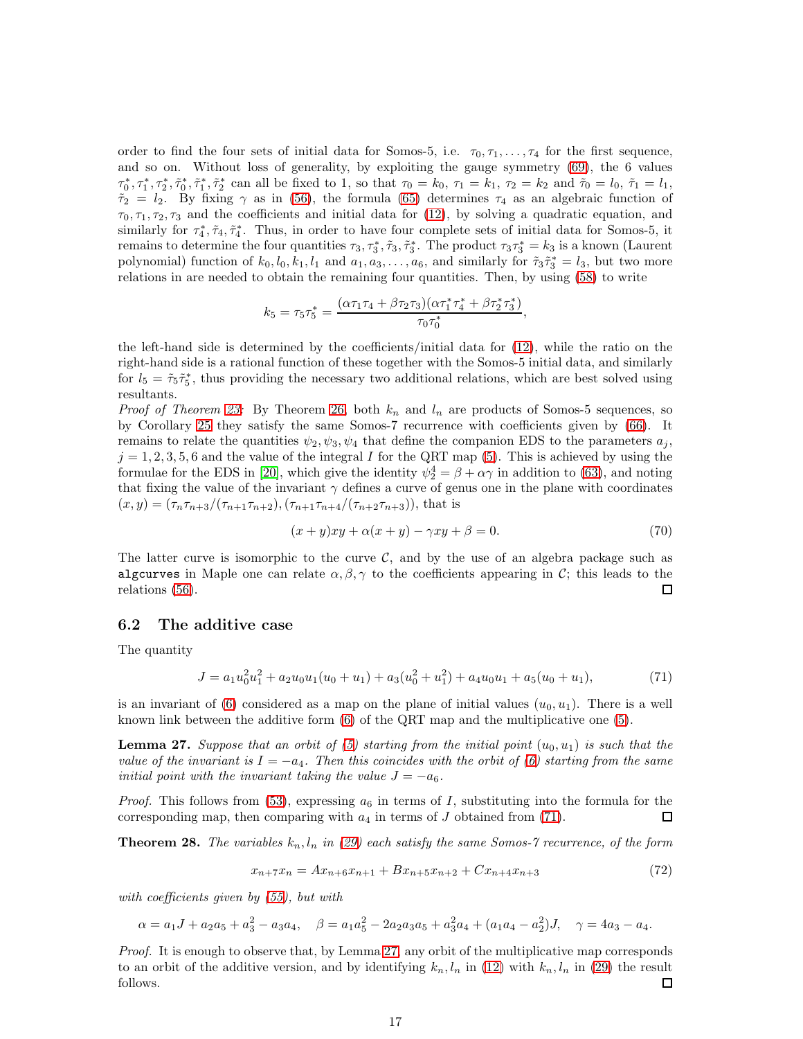order to find the four sets of initial data for Somos-5, i.e. $\tau_0, \tau_1, \ldots, \tau_4$ for the first sequence, and so on. Without loss of generality, by exploiting the gauge symmetry (69), the 6 values $\tau_0^*, \tau_1^*, \tau_2^*, \tilde{\tau}_0^*, \tilde{\tau}_1^*, \tilde{\tau}_2^*$ can all be fixed to 1, so that $\tau_0 = k_0$, $\tau_1 = k_1$, $\tau_2 = k_2$ and $\tilde{\tau}_0 = l_0$, $\tilde{\tau}_1 = l_1$, $\tilde{\tau}_2 = l_2$. By fixing $\gamma$ as in (56), the formula (65) determines $\tau_4$ as an algebraic function of $\tau_0, \tau_1, \tau_2, \tau_3$ and the coefficients and initial data for (12), by solving a quadratic equation, and similarly for $\tau_4^*, \tilde{\tau}_4, \tilde{\tau}_4^*$. Thus, in order to have four complete sets of initial data for Somos-5, it remains to determine the four quantities $\tau_3, \tau_3^*, \tilde{\tau}_3, \tilde{\tau}_3^*$. The product $\tau_3\tau_3^* = k_3$ is a known (Laurent polynomial) function of $k_0, l_0, k_1, l_1$ and $a_1, a_3, \ldots, a_6$, and similarly for $\tilde{\tau}_3\tilde{\tau}_3^* = l_3$, but two more relations in are needed to obtain the remaining four quantities. Then, by using (58) to write

$$k_5 = \tau_5\tau_5^* = \frac{(\alpha\tau_1\tau_4 + \beta\tau_2\tau_3)(\alpha\tau_1^*\tau_4^* + \beta\tau_2^*\tau_3^*)}{\tau_0\tau_0^*},$$

the left-hand side is determined by the coefficients/initial data for (12), while the ratio on the right-hand side is a rational function of these together with the Somos-5 initial data, and similarly for $l_5 = \tilde{\tau}_5\tilde{\tau}_5^*$, thus providing the necessary two additional relations, which are best solved using resultants.

*Proof of Theorem 23:* By Theorem 26, both $k_n$ and $l_n$ are products of Somos-5 sequences, so by Corollary 25 they satisfy the same Somos-7 recurrence with coefficients given by (66). It remains to relate the quantities $\psi_2, \psi_3, \psi_4$ that define the companion EDS to the parameters $a_j$, $j = 1, 2, 3, 5, 6$ and the value of the integral $I$ for the QRT map (5). This is achieved by using the formulae for the EDS in [20], which give the identity $\psi_2^4 = \beta + \alpha\gamma$ in addition to (63), and noting that fixing the value of the invariant $\gamma$ defines a curve of genus one in the plane with coordinates $(x, y) = (\tau_n\tau_{n+3}/(\tau_{n+1}\tau_{n+2}), (\tau_{n+1}\tau_{n+4}/(\tau_{n+2}\tau_{n+3}))$, that is

$$(x + y)xy + \alpha(x + y) - \gamma xy + \beta = 0. \tag{70}$$

The latter curve is isomorphic to the curve $\mathcal{C}$, and by the use of an algebra package such as `algcurves` in Maple one can relate $\alpha, \beta, \gamma$ to the coefficients appearing in $\mathcal{C}$; this leads to the relations (56). ☐

## 6.2 The additive case

The quantity

$$J = a_1 u_0^2 u_1^2 + a_2 u_0 u_1(u_0 + u_1) + a_3(u_0^2 + u_1^2) + a_4 u_0 u_1 + a_5(u_0 + u_1), \tag{71}$$

is an invariant of (6) considered as a map on the plane of initial values $(u_0, u_1)$. There is a well known link between the additive form (6) of the QRT map and the multiplicative one (5).

**Lemma 27.** *Suppose that an orbit of (5) starting from the initial point $(u_0, u_1)$ is such that the value of the invariant is $I = -a_4$. Then this coincides with the orbit of (6) starting from the same initial point with the invariant taking the value $J = -a_6$.*

*Proof.* This follows from (53), expressing $a_6$ in terms of $I$, substituting into the formula for the corresponding map, then comparing with $a_4$ in terms of $J$ obtained from (71). ☐

**Theorem 28.** *The variables $k_n, l_n$ in (29) each satisfy the same Somos-7 recurrence, of the form*

$$x_{n+7}x_n = Ax_{n+6}x_{n+1} + Bx_{n+5}x_{n+2} + Cx_{n+4}x_{n+3} \tag{72}$$

*with coefficients given by (55), but with*

$$\alpha = a_1 J + a_2 a_5 + a_3^2 - a_3 a_4, \quad \beta = a_1 a_5^2 - 2a_2 a_3 a_5 + a_3^2 a_4 + (a_1 a_4 - a_2^2)J, \quad \gamma = 4a_3 - a_4.$$

*Proof.* It is enough to observe that, by Lemma 27, any orbit of the multiplicative map corresponds to an orbit of the additive version, and by identifying $k_n, l_n$ in (12) with $k_n, l_n$ in (29) the result follows. ☐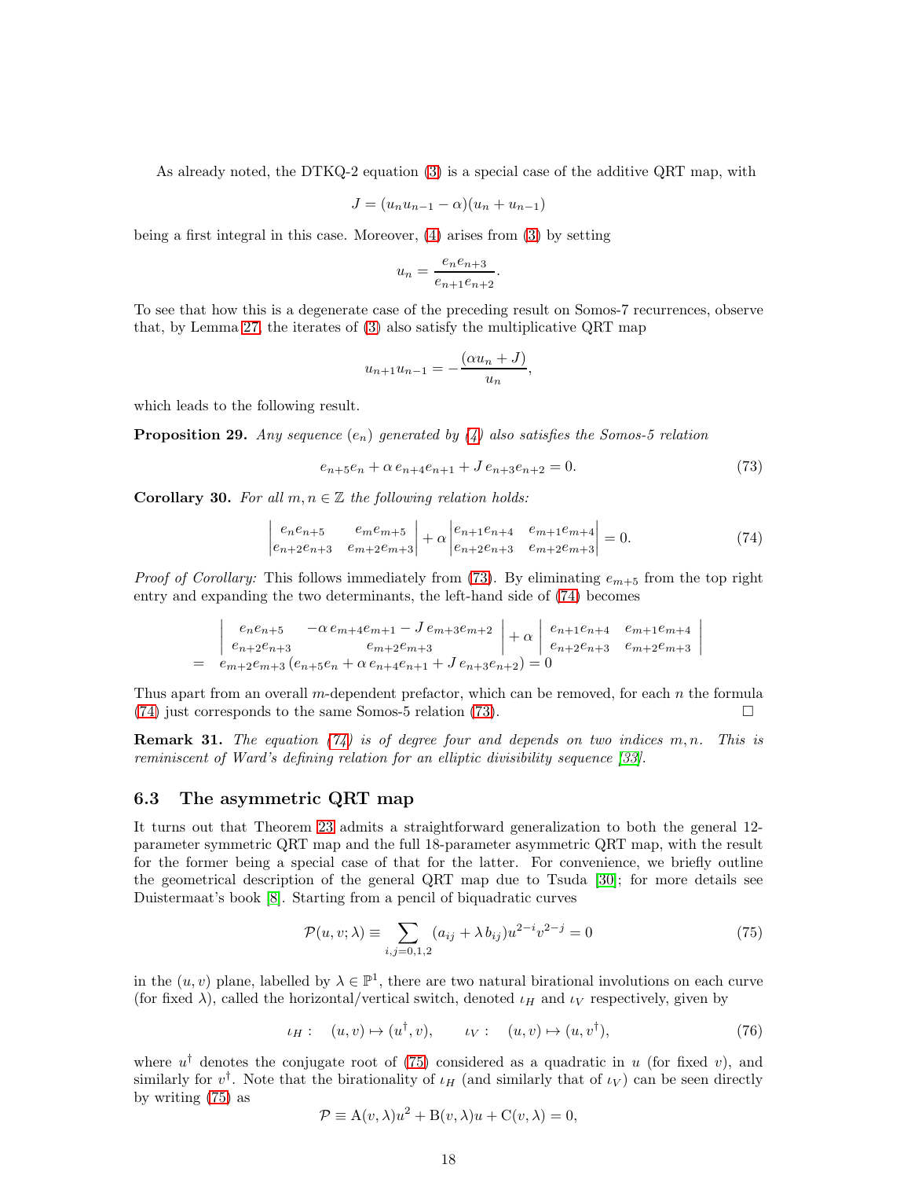As already noted, the DTKQ-2 equation (3) is a special case of the additive QRT map, with

$$J = (u_n u_{n-1} - \alpha)(u_n + u_{n-1})$$

being a first integral in this case. Moreover, (4) arises from (3) by setting

$$u_n = \frac{e_n e_{n+3}}{e_{n+1} e_{n+2}}.$$

To see that how this is a degenerate case of the preceding result on Somos-7 recurrences, observe that, by Lemma 27, the iterates of (3) also satisfy the multiplicative QRT map

$$u_{n+1} u_{n-1} = -\frac{(\alpha u_n + J)}{u_n},$$

which leads to the following result.

**Proposition 29.** *Any sequence $(e_n)$ generated by (4) also satisfies the Somos-5 relation*

$$e_{n+5} e_n + \alpha\, e_{n+4} e_{n+1} + J\, e_{n+3} e_{n+2} = 0. \tag{73}$$

**Corollary 30.** *For all $m, n \in \mathbb{Z}$ the following relation holds:*

$$\begin{vmatrix} e_n e_{n+5} & e_m e_{m+5} \\ e_{n+2} e_{n+3} & e_{m+2} e_{m+3} \end{vmatrix} + \alpha \begin{vmatrix} e_{n+1} e_{n+4} & e_{m+1} e_{m+4} \\ e_{n+2} e_{n+3} & e_{m+2} e_{m+3} \end{vmatrix} = 0. \tag{74}$$

*Proof of Corollary:* This follows immediately from (73). By eliminating $e_{m+5}$ from the top right entry and expanding the two determinants, the left-hand side of (74) becomes

$$\begin{aligned} & \begin{vmatrix} e_n e_{n+5} & -\alpha\, e_{m+4} e_{m+1} - J\, e_{m+3} e_{m+2} \\ e_{n+2} e_{n+3} & e_{m+2} e_{m+3} \end{vmatrix} + \alpha \begin{vmatrix} e_{n+1} e_{n+4} & e_{m+1} e_{m+4} \\ e_{n+2} e_{n+3} & e_{m+2} e_{m+3} \end{vmatrix} \\ = \;\; & e_{m+2} e_{m+3} \left( e_{n+5} e_n + \alpha\, e_{n+4} e_{n+1} + J\, e_{n+3} e_{n+2} \right) = 0 \end{aligned}$$

Thus apart from an overall $m$-dependent prefactor, which can be removed, for each $n$ the formula (74) just corresponds to the same Somos-5 relation (73). □

**Remark 31.** *The equation (74) is of degree four and depends on two indices $m, n$. This is reminiscent of Ward's defining relation for an elliptic divisibility sequence [33].*

### 6.3 The asymmetric QRT map

It turns out that Theorem 23 admits a straightforward generalization to both the general 12-parameter symmetric QRT map and the full 18-parameter asymmetric QRT map, with the result for the former being a special case of that for the latter. For convenience, we briefly outline the geometrical description of the general QRT map due to Tsuda [30]; for more details see Duistermaat's book [8]. Starting from a pencil of biquadratic curves

$$\mathcal{P}(u, v; \lambda) \equiv \sum_{i,j=0,1,2} (a_{ij} + \lambda\, b_{ij}) u^{2-i} v^{2-j} = 0 \tag{75}$$

in the $(u, v)$ plane, labelled by $\lambda \in \mathbb{P}^1$, there are two natural birational involutions on each curve (for fixed $\lambda$), called the horizontal/vertical switch, denoted $\iota_H$ and $\iota_V$ respectively, given by

$$\iota_H : \quad (u, v) \mapsto (u^\dagger, v), \qquad \iota_V : \quad (u, v) \mapsto (u, v^\dagger), \tag{76}$$

where $u^\dagger$ denotes the conjugate root of (75) considered as a quadratic in $u$ (for fixed $v$), and similarly for $v^\dagger$. Note that the birationality of $\iota_H$ (and similarly that of $\iota_V$) can be seen directly by writing (75) as

$$\mathcal{P} \equiv \mathrm{A}(v, \lambda) u^2 + \mathrm{B}(v, \lambda) u + \mathrm{C}(v, \lambda) = 0,$$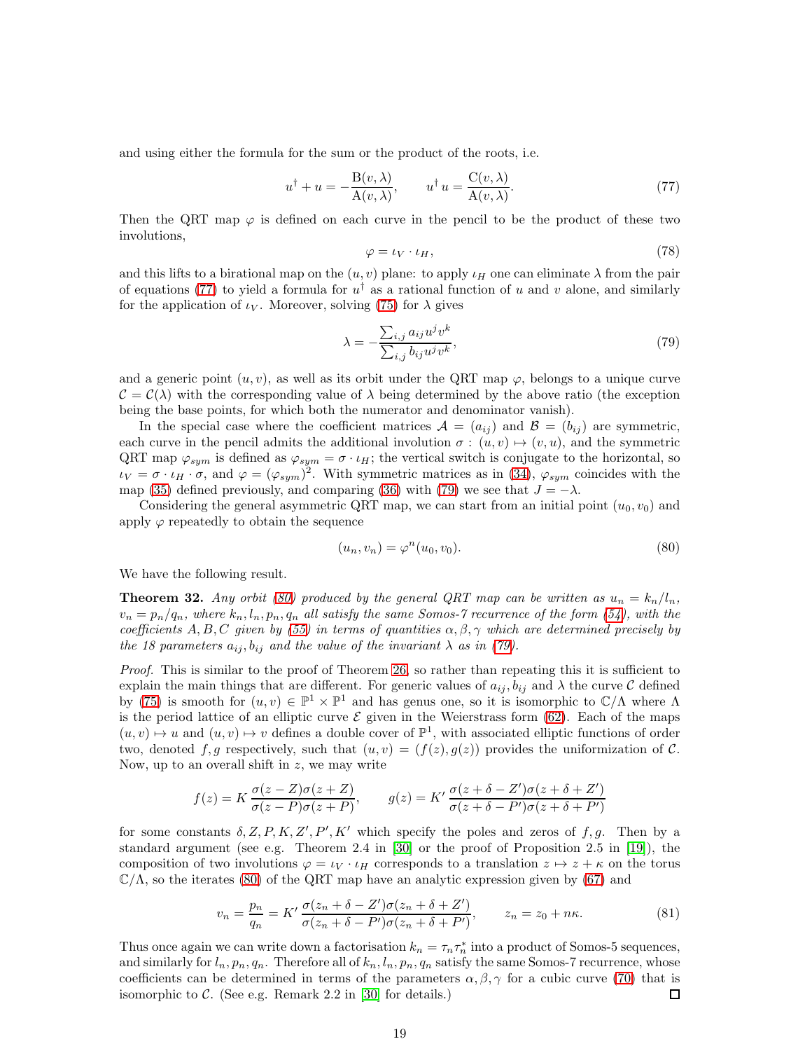and using either the formula for the sum or the product of the roots, i.e.

$$u^\dagger + u = -\frac{\mathrm{B}(v,\lambda)}{\mathrm{A}(v,\lambda)}, \qquad u^\dagger\, u = \frac{\mathrm{C}(v,\lambda)}{\mathrm{A}(v,\lambda)}. \tag{77}$$

Then the QRT map $\varphi$ is defined on each curve in the pencil to be the product of these two involutions,

$$\varphi = \iota_V \cdot \iota_H, \tag{78}$$

and this lifts to a birational map on the $(u,v)$ plane: to apply $\iota_H$ one can eliminate $\lambda$ from the pair of equations (77) to yield a formula for $u^\dagger$ as a rational function of $u$ and $v$ alone, and similarly for the application of $\iota_V$. Moreover, solving (75) for $\lambda$ gives

$$\lambda = -\frac{\sum_{i,j} a_{ij} u^j v^k}{\sum_{i,j} b_{ij} u^j v^k}, \tag{79}$$

and a generic point $(u,v)$, as well as its orbit under the QRT map $\varphi$, belongs to a unique curve $\mathcal{C} = \mathcal{C}(\lambda)$ with the corresponding value of $\lambda$ being determined by the above ratio (the exception being the base points, for which both the numerator and denominator vanish).

In the special case where the coefficient matrices $\mathcal{A} = (a_{ij})$ and $\mathcal{B} = (b_{ij})$ are symmetric, each curve in the pencil admits the additional involution $\sigma : (u,v) \mapsto (v,u)$, and the symmetric QRT map $\varphi_{sym}$ is defined as $\varphi_{sym} = \sigma \cdot \iota_H$; the vertical switch is conjugate to the horizontal, so $\iota_V = \sigma \cdot \iota_H \cdot \sigma$, and $\varphi = (\varphi_{sym})^2$. With symmetric matrices as in (34), $\varphi_{sym}$ coincides with the map (35) defined previously, and comparing (36) with (79) we see that $J = -\lambda$.

Considering the general asymmetric QRT map, we can start from an initial point $(u_0, v_0)$ and apply $\varphi$ repeatedly to obtain the sequence

$$(u_n, v_n) = \varphi^n(u_0, v_0). \tag{80}$$

We have the following result.

**Theorem 32.** *Any orbit (80) produced by the general QRT map can be written as $u_n = k_n/l_n$, $v_n = p_n/q_n$, where $k_n, l_n, p_n, q_n$ all satisfy the same Somos-7 recurrence of the form (54), with the coefficients $A, B, C$ given by (55) in terms of quantities $\alpha, \beta, \gamma$ which are determined precisely by the 18 parameters $a_{ij}, b_{ij}$ and the value of the invariant $\lambda$ as in (79).*

*Proof.* This is similar to the proof of Theorem 26, so rather than repeating this it is sufficient to explain the main things that are different. For generic values of $a_{ij}, b_{ij}$ and $\lambda$ the curve $\mathcal{C}$ defined by (75) is smooth for $(u,v) \in \mathbb{P}^1 \times \mathbb{P}^1$ and has genus one, so it is isomorphic to $\mathbb{C}/\Lambda$ where $\Lambda$ is the period lattice of an elliptic curve $\mathcal{E}$ given in the Weierstrass form (62). Each of the maps $(u,v) \mapsto u$ and $(u,v) \mapsto v$ defines a double cover of $\mathbb{P}^1$, with associated elliptic functions of order two, denoted $f, g$ respectively, such that $(u,v) = (f(z), g(z))$ provides the uniformization of $\mathcal{C}$. Now, up to an overall shift in $z$, we may write

$$f(z) = K\,\frac{\sigma(z-Z)\sigma(z+Z)}{\sigma(z-P)\sigma(z+P)}, \qquad g(z) = K'\,\frac{\sigma(z+\delta-Z')\sigma(z+\delta+Z')}{\sigma(z+\delta-P')\sigma(z+\delta+P')}$$

for some constants $\delta, Z, P, K, Z', P', K'$ which specify the poles and zeros of $f, g$. Then by a standard argument (see e.g. Theorem 2.4 in [30] or the proof of Proposition 2.5 in [19]), the composition of two involutions $\varphi = \iota_V \cdot \iota_H$ corresponds to a translation $z \mapsto z + \kappa$ on the torus $\mathbb{C}/\Lambda$, so the iterates (80) of the QRT map have an analytic expression given by (67) and

$$v_n = \frac{p_n}{q_n} = K'\,\frac{\sigma(z_n+\delta-Z')\sigma(z_n+\delta+Z')}{\sigma(z_n+\delta-P')\sigma(z_n+\delta+P')}, \qquad z_n = z_0 + n\kappa. \tag{81}$$

Thus once again we can write down a factorisation $k_n = \tau_n \tau_n^*$ into a product of Somos-5 sequences, and similarly for $l_n, p_n, q_n$. Therefore all of $k_n, l_n, p_n, q_n$ satisfy the same Somos-7 recurrence, whose coefficients can be determined in terms of the parameters $\alpha, \beta, \gamma$ for a cubic curve (70) that is isomorphic to $\mathcal{C}$. (See e.g. Remark 2.2 in [30] for details.) $\square$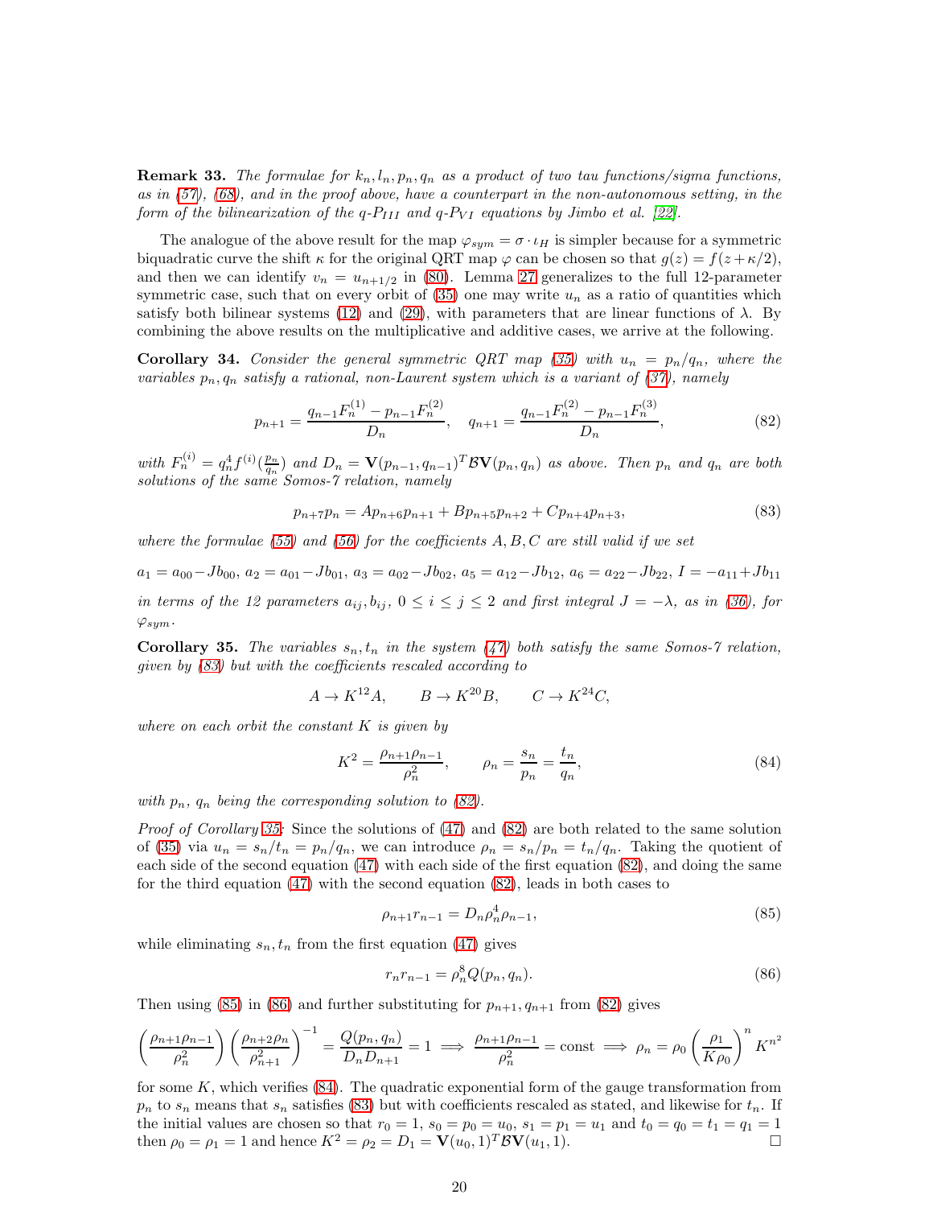**Remark 33.** *The formulae for $k_n, l_n, p_n, q_n$ as a product of two tau functions/sigma functions, as in (57), (68), and in the proof above, have a counterpart in the non-autonomous setting, in the form of the bilinearization of the q-$P_{III}$ and q-$P_{VI}$ equations by Jimbo et al. [22].*

The analogue of the above result for the map $\varphi_{sym} = \sigma \cdot \iota_H$ is simpler because for a symmetric biquadratic curve the shift $\kappa$ for the original QRT map $\varphi$ can be chosen so that $g(z) = f(z + \kappa/2)$, and then we can identify $v_n = u_{n+1/2}$ in (80). Lemma 27 generalizes to the full 12-parameter symmetric case, such that on every orbit of (35) one may write $u_n$ as a ratio of quantities which satisfy both bilinear systems (12) and (29), with parameters that are linear functions of $\lambda$. By combining the above results on the multiplicative and additive cases, we arrive at the following.

**Corollary 34.** *Consider the general symmetric QRT map (35) with $u_n = p_n/q_n$, where the variables $p_n, q_n$ satisfy a rational, non-Laurent system which is a variant of (37), namely*

$$p_{n+1} = \frac{q_{n-1}F_n^{(1)} - p_{n-1}F_n^{(2)}}{D_n}, \quad q_{n+1} = \frac{q_{n-1}F_n^{(2)} - p_{n-1}F_n^{(3)}}{D_n}, \tag{82}$$

*with $F_n^{(i)} = q_n^4 f^{(i)}(\frac{p_n}{q_n})$ and $D_n = \mathbf{V}(p_{n-1}, q_{n-1})^T \mathcal{B} \mathbf{V}(p_n, q_n)$ as above. Then $p_n$ and $q_n$ are both solutions of the same Somos-7 relation, namely*

$$p_{n+7}p_n = Ap_{n+6}p_{n+1} + Bp_{n+5}p_{n+2} + Cp_{n+4}p_{n+3}, \tag{83}$$

*where the formulae (55) and (56) for the coefficients $A, B, C$ are still valid if we set*

$a_1 = a_{00} - Jb_{00}$, $a_2 = a_{01} - Jb_{01}$, $a_3 = a_{02} - Jb_{02}$, $a_5 = a_{12} - Jb_{12}$, $a_6 = a_{22} - Jb_{22}$, $I = -a_{11} + Jb_{11}$

*in terms of the 12 parameters $a_{ij}, b_{ij}$, $0 \leq i \leq j \leq 2$ and first integral $J = -\lambda$, as in (36), for $\varphi_{sym}$.*

**Corollary 35.** *The variables $s_n, t_n$ in the system (47) both satisfy the same Somos-7 relation, given by (83) but with the coefficients rescaled according to*

$$A \to K^{12}A, \qquad B \to K^{20}B, \qquad C \to K^{24}C,$$

*where on each orbit the constant $K$ is given by*

$$K^2 = \frac{\rho_{n+1}\rho_{n-1}}{\rho_n^2}, \qquad \rho_n = \frac{s_n}{p_n} = \frac{t_n}{q_n}, \tag{84}$$

*with $p_n$, $q_n$ being the corresponding solution to (82).*

*Proof of Corollary 35:* Since the solutions of (47) and (82) are both related to the same solution of (35) via $u_n = s_n/t_n = p_n/q_n$, we can introduce $\rho_n = s_n/p_n = t_n/q_n$. Taking the quotient of each side of the second equation (47) with each side of the first equation (82), and doing the same for the third equation (47) with the second equation (82), leads in both cases to

$$\rho_{n+1}r_{n-1} = D_n\rho_n^4\rho_{n-1}, \tag{85}$$

while eliminating $s_n, t_n$ from the first equation (47) gives

$$r_n r_{n-1} = \rho_n^8 Q(p_n, q_n). \tag{86}$$

Then using (85) in (86) and further substituting for $p_{n+1}, q_{n+1}$ from (82) gives

$$\left(\frac{\rho_{n+1}\rho_{n-1}}{\rho_n^2}\right)\left(\frac{\rho_{n+2}\rho_n}{\rho_{n+1}^2}\right)^{-1} = \frac{Q(p_n, q_n)}{D_n D_{n+1}} = 1 \implies \frac{\rho_{n+1}\rho_{n-1}}{\rho_n^2} = \text{const} \implies \rho_n = \rho_0\left(\frac{\rho_1}{K\rho_0}\right)^n K^{n^2}$$

for some $K$, which verifies (84). The quadratic exponential form of the gauge transformation from $p_n$ to $s_n$ means that $s_n$ satisfies (83) but with coefficients rescaled as stated, and likewise for $t_n$. If the initial values are chosen so that $r_0 = 1$, $s_0 = p_0 = u_0$, $s_1 = p_1 = u_1$ and $t_0 = q_0 = t_1 = q_1 = 1$ then $\rho_0 = \rho_1 = 1$ and hence $K^2 = \rho_2 = D_1 = \mathbf{V}(u_0, 1)^T \mathcal{B} \mathbf{V}(u_1, 1)$. $\square$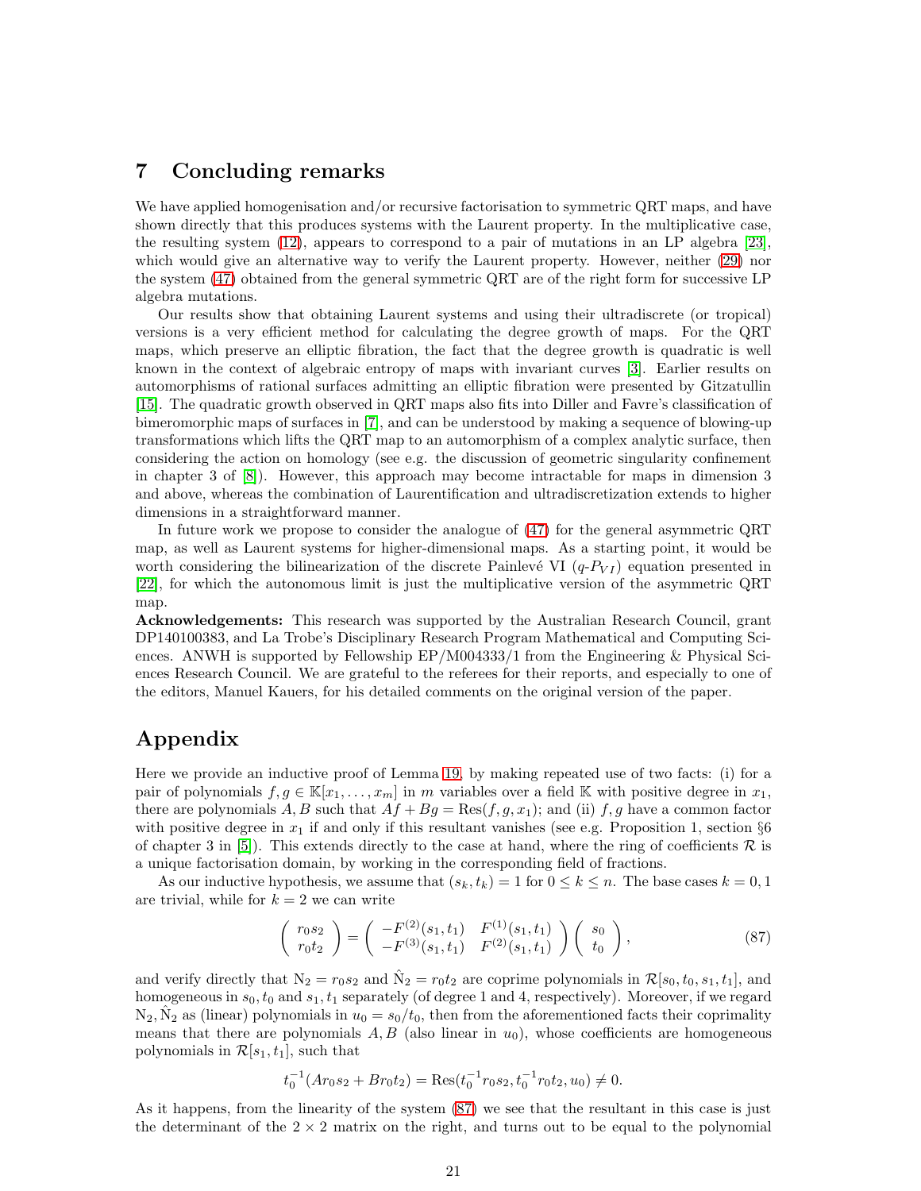## 7 Concluding remarks

We have applied homogenisation and/or recursive factorisation to symmetric QRT maps, and have shown directly that this produces systems with the Laurent property. In the multiplicative case, the resulting system (12), appears to correspond to a pair of mutations in an LP algebra [23], which would give an alternative way to verify the Laurent property. However, neither (29) nor the system (47) obtained from the general symmetric QRT are of the right form for successive LP algebra mutations.

Our results show that obtaining Laurent systems and using their ultradiscrete (or tropical) versions is a very efficient method for calculating the degree growth of maps. For the QRT maps, which preserve an elliptic fibration, the fact that the degree growth is quadratic is well known in the context of algebraic entropy of maps with invariant curves [3]. Earlier results on automorphisms of rational surfaces admitting an elliptic fibration were presented by Gitzatullin [15]. The quadratic growth observed in QRT maps also fits into Diller and Favre's classification of bimeromorphic maps of surfaces in [7], and can be understood by making a sequence of blowing-up transformations which lifts the QRT map to an automorphism of a complex analytic surface, then considering the action on homology (see e.g. the discussion of geometric singularity confinement in chapter 3 of [8]). However, this approach may become intractable for maps in dimension 3 and above, whereas the combination of Laurentification and ultradiscretization extends to higher dimensions in a straightforward manner.

In future work we propose to consider the analogue of (47) for the general asymmetric QRT map, as well as Laurent systems for higher-dimensional maps. As a starting point, it would be worth considering the bilinearization of the discrete Painlevé VI ($q$-$P_{VI}$) equation presented in [22], for which the autonomous limit is just the multiplicative version of the asymmetric QRT map.

**Acknowledgements:** This research was supported by the Australian Research Council, grant DP140100383, and La Trobe's Disciplinary Research Program Mathematical and Computing Sciences. ANWH is supported by Fellowship EP/M004333/1 from the Engineering & Physical Sciences Research Council. We are grateful to the referees for their reports, and especially to one of the editors, Manuel Kauers, for his detailed comments on the original version of the paper.

## Appendix

Here we provide an inductive proof of Lemma 19, by making repeated use of two facts: (i) for a pair of polynomials $f, g \in \mathbb{K}[x_1, \ldots, x_m]$ in $m$ variables over a field $\mathbb{K}$ with positive degree in $x_1$, there are polynomials $A, B$ such that $Af + Bg = \mathrm{Res}(f, g, x_1)$; and (ii) $f, g$ have a common factor with positive degree in $x_1$ if and only if this resultant vanishes (see e.g. Proposition 1, section §6 of chapter 3 in [5]). This extends directly to the case at hand, where the ring of coefficients $\mathcal{R}$ is a unique factorisation domain, by working in the corresponding field of fractions.

As our inductive hypothesis, we assume that $(s_k, t_k) = 1$ for $0 \leq k \leq n$. The base cases $k = 0, 1$ are trivial, while for $k = 2$ we can write

$$\begin{pmatrix} r_0 s_2 \\ r_0 t_2 \end{pmatrix} = \begin{pmatrix} -F^{(2)}(s_1, t_1) & F^{(1)}(s_1, t_1) \\ -F^{(3)}(s_1, t_1) & F^{(2)}(s_1, t_1) \end{pmatrix} \begin{pmatrix} s_0 \\ t_0 \end{pmatrix}, \tag{87}$$

and verify directly that $\mathrm{N}_2 = r_0 s_2$ and $\hat{\mathrm{N}}_2 = r_0 t_2$ are coprime polynomials in $\mathcal{R}[s_0, t_0, s_1, t_1]$, and homogeneous in $s_0, t_0$ and $s_1, t_1$ separately (of degree 1 and 4, respectively). Moreover, if we regard $\mathrm{N}_2, \hat{\mathrm{N}}_2$ as (linear) polynomials in $u_0 = s_0/t_0$, then from the aforementioned facts their coprimality means that there are polynomials $A, B$ (also linear in $u_0$), whose coefficients are homogeneous polynomials in $\mathcal{R}[s_1, t_1]$, such that

$$t_0^{-1}(A r_0 s_2 + B r_0 t_2) = \mathrm{Res}(t_0^{-1} r_0 s_2, t_0^{-1} r_0 t_2, u_0) \neq 0.$$

As it happens, from the linearity of the system (87) we see that the resultant in this case is just the determinant of the $2 \times 2$ matrix on the right, and turns out to be equal to the polynomial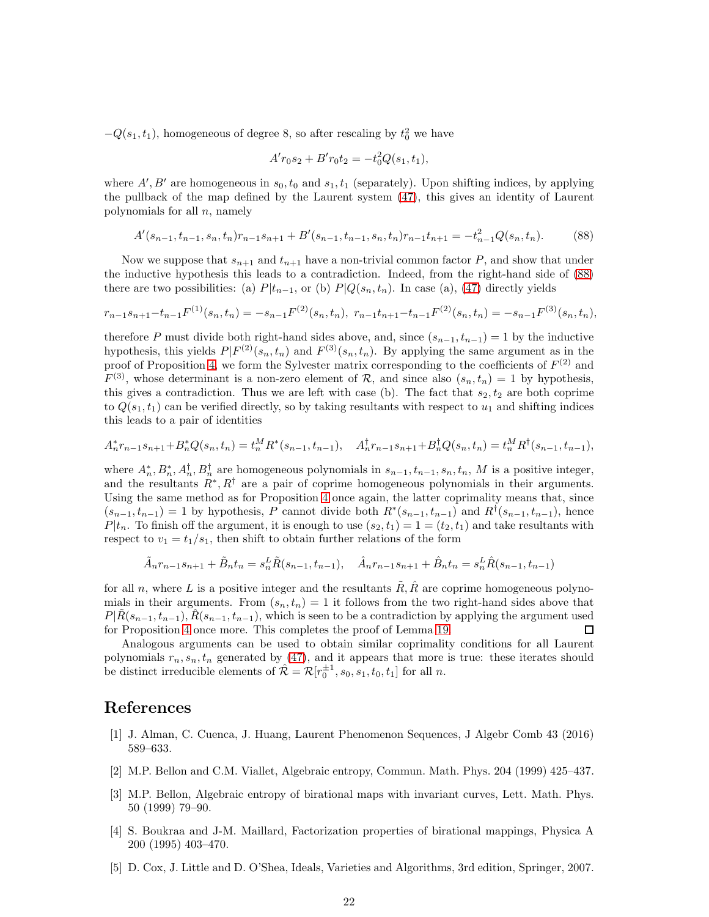$-Q(s_1,t_1)$, homogeneous of degree 8, so after rescaling by $t_0^2$ we have

$$A' r_0 s_2 + B' r_0 t_2 = -t_0^2 Q(s_1,t_1),$$

where $A', B'$ are homogeneous in $s_0, t_0$ and $s_1, t_1$ (separately). Upon shifting indices, by applying the pullback of the map defined by the Laurent system (47), this gives an identity of Laurent polynomials for all $n$, namely

$$A'(s_{n-1},t_{n-1},s_n,t_n) r_{n-1} s_{n+1} + B'(s_{n-1},t_{n-1},s_n,t_n) r_{n-1} t_{n+1} = -t_{n-1}^2 Q(s_n,t_n). \tag{88}$$

Now we suppose that $s_{n+1}$ and $t_{n+1}$ have a non-trivial common factor $P$, and show that under the inductive hypothesis this leads to a contradiction. Indeed, from the right-hand side of (88) there are two possibilities: (a) $P|t_{n-1}$, or (b) $P|Q(s_n,t_n)$. In case (a), (47) directly yields

$$r_{n-1}s_{n+1} - t_{n-1}F^{(1)}(s_n,t_n) = -s_{n-1}F^{(2)}(s_n,t_n), \;\; r_{n-1}t_{n+1} - t_{n-1}F^{(2)}(s_n,t_n) = -s_{n-1}F^{(3)}(s_n,t_n),$$

therefore $P$ must divide both right-hand sides above, and, since $(s_{n-1},t_{n-1}) = 1$ by the inductive hypothesis, this yields $P|F^{(2)}(s_n,t_n)$ and $F^{(3)}(s_n,t_n)$. By applying the same argument as in the proof of Proposition 4, we form the Sylvester matrix corresponding to the coefficients of $F^{(2)}$ and $F^{(3)}$, whose determinant is a non-zero element of $\mathcal{R}$, and since also $(s_n,t_n) = 1$ by hypothesis, this gives a contradiction. Thus we are left with case (b). The fact that $s_2, t_2$ are both coprime to $Q(s_1,t_1)$ can be verified directly, so by taking resultants with respect to $u_1$ and shifting indices this leads to a pair of identities

$$A_n^* r_{n-1}s_{n+1} + B_n^* Q(s_n,t_n) = t_n^M R^*(s_{n-1},t_{n-1}), \quad A_n^\dagger r_{n-1}s_{n+1} + B_n^\dagger Q(s_n,t_n) = t_n^M R^\dagger(s_{n-1},t_{n-1}),$$

where $A_n^*, B_n^*, A_n^\dagger, B_n^\dagger$ are homogeneous polynomials in $s_{n-1}, t_{n-1}, s_n, t_n$, $M$ is a positive integer, and the resultants $R^*, R^\dagger$ are a pair of coprime homogeneous polynomials in their arguments. Using the same method as for Proposition 4 once again, the latter coprimality means that, since $(s_{n-1},t_{n-1}) = 1$ by hypothesis, $P$ cannot divide both $R^*(s_{n-1},t_{n-1})$ and $R^\dagger(s_{n-1},t_{n-1})$, hence $P|t_n$. To finish off the argument, it is enough to use $(s_2,t_1) = 1 = (t_2,t_1)$ and take resultants with respect to $v_1 = t_1/s_1$, then shift to obtain further relations of the form

$$\tilde{A}_n r_{n-1}s_{n+1} + \tilde{B}_n t_n = s_n^L \tilde{R}(s_{n-1},t_{n-1}), \quad \hat{A}_n r_{n-1}s_{n+1} + \hat{B}_n t_n = s_n^L \hat{R}(s_{n-1},t_{n-1})$$

for all $n$, where $L$ is a positive integer and the resultants $\tilde{R}, \hat{R}$ are coprime homogeneous polynomials in their arguments. From $(s_n,t_n) = 1$ it follows from the two right-hand sides above that $P|\tilde{R}(s_{n-1},t_{n-1}), \hat{R}(s_{n-1},t_{n-1})$, which is seen to be a contradiction by applying the argument used for Proposition 4 once more. This completes the proof of Lemma 19. □

Analogous arguments can be used to obtain similar coprimality conditions for all Laurent polynomials $r_n, s_n, t_n$ generated by (47), and it appears that more is true: these iterates should be distinct irreducible elements of $\hat{\mathcal{R}} = \mathcal{R}[r_0^{\pm 1}, s_0, s_1, t_0, t_1]$ for all $n$.

## References

[1] J. Alman, C. Cuenca, J. Huang, Laurent Phenomenon Sequences, J Algebr Comb 43 (2016) 589–633.

[2] M.P. Bellon and C.M. Viallet, Algebraic entropy, Commun. Math. Phys. 204 (1999) 425–437.

[3] M.P. Bellon, Algebraic entropy of birational maps with invariant curves, Lett. Math. Phys. 50 (1999) 79–90.

[4] S. Boukraa and J-M. Maillard, Factorization properties of birational mappings, Physica A 200 (1995) 403–470.

[5] D. Cox, J. Little and D. O'Shea, Ideals, Varieties and Algorithms, 3rd edition, Springer, 2007.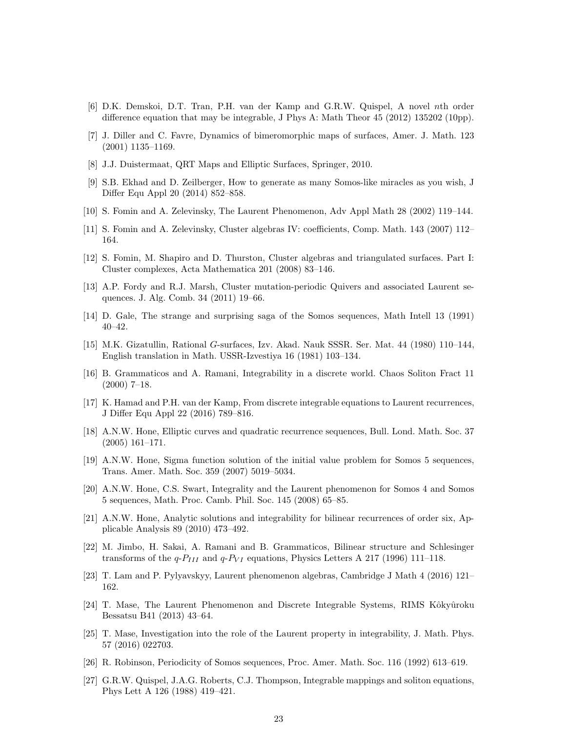[6] D.K. Demskoi, D.T. Tran, P.H. van der Kamp and G.R.W. Quispel, A novel $n$th order difference equation that may be integrable, J Phys A: Math Theor 45 (2012) 135202 (10pp).

[7] J. Diller and C. Favre, Dynamics of bimeromorphic maps of surfaces, Amer. J. Math. 123 (2001) 1135–1169.

[8] J.J. Duistermaat, QRT Maps and Elliptic Surfaces, Springer, 2010.

[9] S.B. Ekhad and D. Zeilberger, How to generate as many Somos-like miracles as you wish, J Differ Equ Appl 20 (2014) 852–858.

[10] S. Fomin and A. Zelevinsky, The Laurent Phenomenon, Adv Appl Math 28 (2002) 119–144.

[11] S. Fomin and A. Zelevinsky, Cluster algebras IV: coefficients, Comp. Math. 143 (2007) 112–164.

[12] S. Fomin, M. Shapiro and D. Thurston, Cluster algebras and triangulated surfaces. Part I: Cluster complexes, Acta Mathematica 201 (2008) 83–146.

[13] A.P. Fordy and R.J. Marsh, Cluster mutation-periodic Quivers and associated Laurent sequences. J. Alg. Comb. 34 (2011) 19–66.

[14] D. Gale, The strange and surprising saga of the Somos sequences, Math Intell 13 (1991) 40–42.

[15] M.K. Gizatullin, Rational $G$-surfaces, Izv. Akad. Nauk SSSR. Ser. Mat. 44 (1980) 110–144, English translation in Math. USSR-Izvestiya 16 (1981) 103–134.

[16] B. Grammaticos and A. Ramani, Integrability in a discrete world. Chaos Soliton Fract 11 (2000) 7–18.

[17] K. Hamad and P.H. van der Kamp, From discrete integrable equations to Laurent recurrences, J Differ Equ Appl 22 (2016) 789–816.

[18] A.N.W. Hone, Elliptic curves and quadratic recurrence sequences, Bull. Lond. Math. Soc. 37 (2005) 161–171.

[19] A.N.W. Hone, Sigma function solution of the initial value problem for Somos 5 sequences, Trans. Amer. Math. Soc. 359 (2007) 5019–5034.

[20] A.N.W. Hone, C.S. Swart, Integrality and the Laurent phenomenon for Somos 4 and Somos 5 sequences, Math. Proc. Camb. Phil. Soc. 145 (2008) 65–85.

[21] A.N.W. Hone, Analytic solutions and integrability for bilinear recurrences of order six, Applicable Analysis 89 (2010) 473–492.

[22] M. Jimbo, H. Sakai, A. Ramani and B. Grammaticos, Bilinear structure and Schlesinger transforms of the $q$-$P_{III}$ and $q$-$P_{VI}$ equations, Physics Letters A 217 (1996) 111–118.

[23] T. Lam and P. Pylyavskyy, Laurent phenomenon algebras, Cambridge J Math 4 (2016) 121–162.

[24] T. Mase, The Laurent Phenomenon and Discrete Integrable Systems, RIMS Kôkyûroku Bessatsu B41 (2013) 43–64.

[25] T. Mase, Investigation into the role of the Laurent property in integrability, J. Math. Phys. 57 (2016) 022703.

[26] R. Robinson, Periodicity of Somos sequences, Proc. Amer. Math. Soc. 116 (1992) 613–619.

[27] G.R.W. Quispel, J.A.G. Roberts, C.J. Thompson, Integrable mappings and soliton equations, Phys Lett A 126 (1988) 419–421.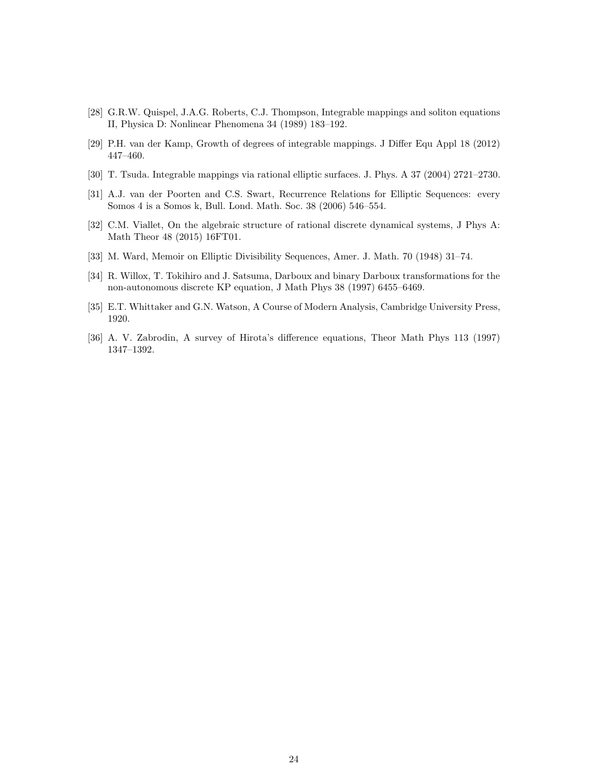[28] G.R.W. Quispel, J.A.G. Roberts, C.J. Thompson, Integrable mappings and soliton equations II, Physica D: Nonlinear Phenomena 34 (1989) 183–192.

[29] P.H. van der Kamp, Growth of degrees of integrable mappings. J Differ Equ Appl 18 (2012) 447–460.

[30] T. Tsuda. Integrable mappings via rational elliptic surfaces. J. Phys. A 37 (2004) 2721–2730.

[31] A.J. van der Poorten and C.S. Swart, Recurrence Relations for Elliptic Sequences: every Somos 4 is a Somos k, Bull. Lond. Math. Soc. 38 (2006) 546–554.

[32] C.M. Viallet, On the algebraic structure of rational discrete dynamical systems, J Phys A: Math Theor 48 (2015) 16FT01.

[33] M. Ward, Memoir on Elliptic Divisibility Sequences, Amer. J. Math. 70 (1948) 31–74.

[34] R. Willox, T. Tokihiro and J. Satsuma, Darboux and binary Darboux transformations for the non-autonomous discrete KP equation, J Math Phys 38 (1997) 6455–6469.

[35] E.T. Whittaker and G.N. Watson, A Course of Modern Analysis, Cambridge University Press, 1920.

[36] A. V. Zabrodin, A survey of Hirota's difference equations, Theor Math Phys 113 (1997) 1347–1392.